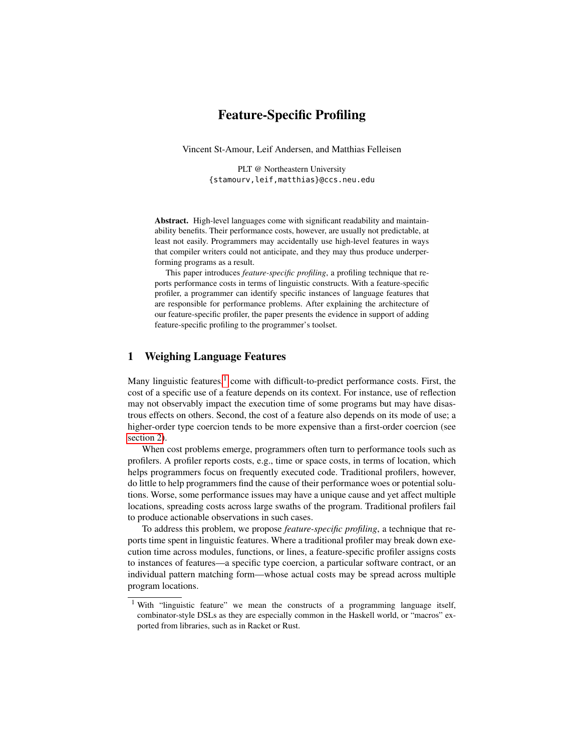# Feature-Specific Profiling

Vincent St-Amour, Leif Andersen, and Matthias Felleisen

PLT @ Northeastern University
{stamourv,leif,matthias}@ccs.neu.edu

**Abstract.** High-level languages come with significant readability and maintainability benefits. Their performance costs, however, are usually not predictable, at least not easily. Programmers may accidentally use high-level features in ways that compiler writers could not anticipate, and they may thus produce underperforming programs as a result.

This paper introduces *feature-specific profiling*, a profiling technique that reports performance costs in terms of linguistic constructs. With a feature-specific profiler, a programmer can identify specific instances of language features that are responsible for performance problems. After explaining the architecture of our feature-specific profiler, the paper presents the evidence in support of adding feature-specific profiling to the programmer's toolset.

## 1 Weighing Language Features

Many linguistic features[1] come with difficult-to-predict performance costs. First, the cost of a specific use of a feature depends on its context. For instance, use of reflection may not observably impact the execution time of some programs but may have disastrous effects on others. Second, the cost of a feature also depends on its mode of use; a higher-order type coercion tends to be more expensive than a first-order coercion (see section 2).

When cost problems emerge, programmers often turn to performance tools such as profilers. A profiler reports costs, e.g., time or space costs, in terms of location, which helps programmers focus on frequently executed code. Traditional profilers, however, do little to help programmers find the cause of their performance woes or potential solutions. Worse, some performance issues may have a unique cause and yet affect multiple locations, spreading costs across large swaths of the program. Traditional profilers fail to produce actionable observations in such cases.

To address this problem, we propose *feature-specific profiling*, a technique that reports time spent in linguistic features. Where a traditional profiler may break down execution time across modules, functions, or lines, a feature-specific profiler assigns costs to instances of features—a specific type coercion, a particular software contract, or an individual pattern matching form—whose actual costs may be spread across multiple program locations.

[1] With "linguistic feature" we mean the constructs of a programming language itself, combinator-style DSLs as they are especially common in the Haskell world, or "macros" exported from libraries, such as in Racket or Rust.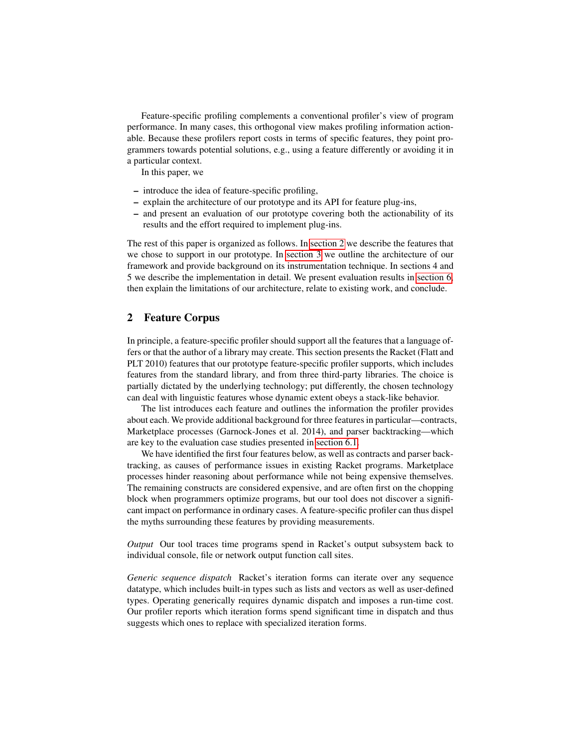Feature-specific profiling complements a conventional profiler's view of program performance. In many cases, this orthogonal view makes profiling information actionable. Because these profilers report costs in terms of specific features, they point programmers towards potential solutions, e.g., using a feature differently or avoiding it in a particular context.

In this paper, we

- introduce the idea of feature-specific profiling,
- explain the architecture of our prototype and its API for feature plug-ins,
- and present an evaluation of our prototype covering both the actionability of its results and the effort required to implement plug-ins.

The rest of this paper is organized as follows. In section 2 we describe the features that we chose to support in our prototype. In section 3 we outline the architecture of our framework and provide background on its instrumentation technique. In sections 4 and 5 we describe the implementation in detail. We present evaluation results in section 6, then explain the limitations of our architecture, relate to existing work, and conclude.

## 2 Feature Corpus

In principle, a feature-specific profiler should support all the features that a language offers or that the author of a library may create. This section presents the Racket (Flatt and PLT 2010) features that our prototype feature-specific profiler supports, which includes features from the standard library, and from three third-party libraries. The choice is partially dictated by the underlying technology; put differently, the chosen technology can deal with linguistic features whose dynamic extent obeys a stack-like behavior.

The list introduces each feature and outlines the information the profiler provides about each. We provide additional background for three features in particular—contracts, Marketplace processes (Garnock-Jones et al. 2014), and parser backtracking—which are key to the evaluation case studies presented in section 6.1.

We have identified the first four features below, as well as contracts and parser backtracking, as causes of performance issues in existing Racket programs. Marketplace processes hinder reasoning about performance while not being expensive themselves. The remaining constructs are considered expensive, and are often first on the chopping block when programmers optimize programs, but our tool does not discover a significant impact on performance in ordinary cases. A feature-specific profiler can thus dispel the myths surrounding these features by providing measurements.

*Output* Our tool traces time programs spend in Racket's output subsystem back to individual console, file or network output function call sites.

*Generic sequence dispatch* Racket's iteration forms can iterate over any sequence datatype, which includes built-in types such as lists and vectors as well as user-defined types. Operating generically requires dynamic dispatch and imposes a run-time cost. Our profiler reports which iteration forms spend significant time in dispatch and thus suggests which ones to replace with specialized iteration forms.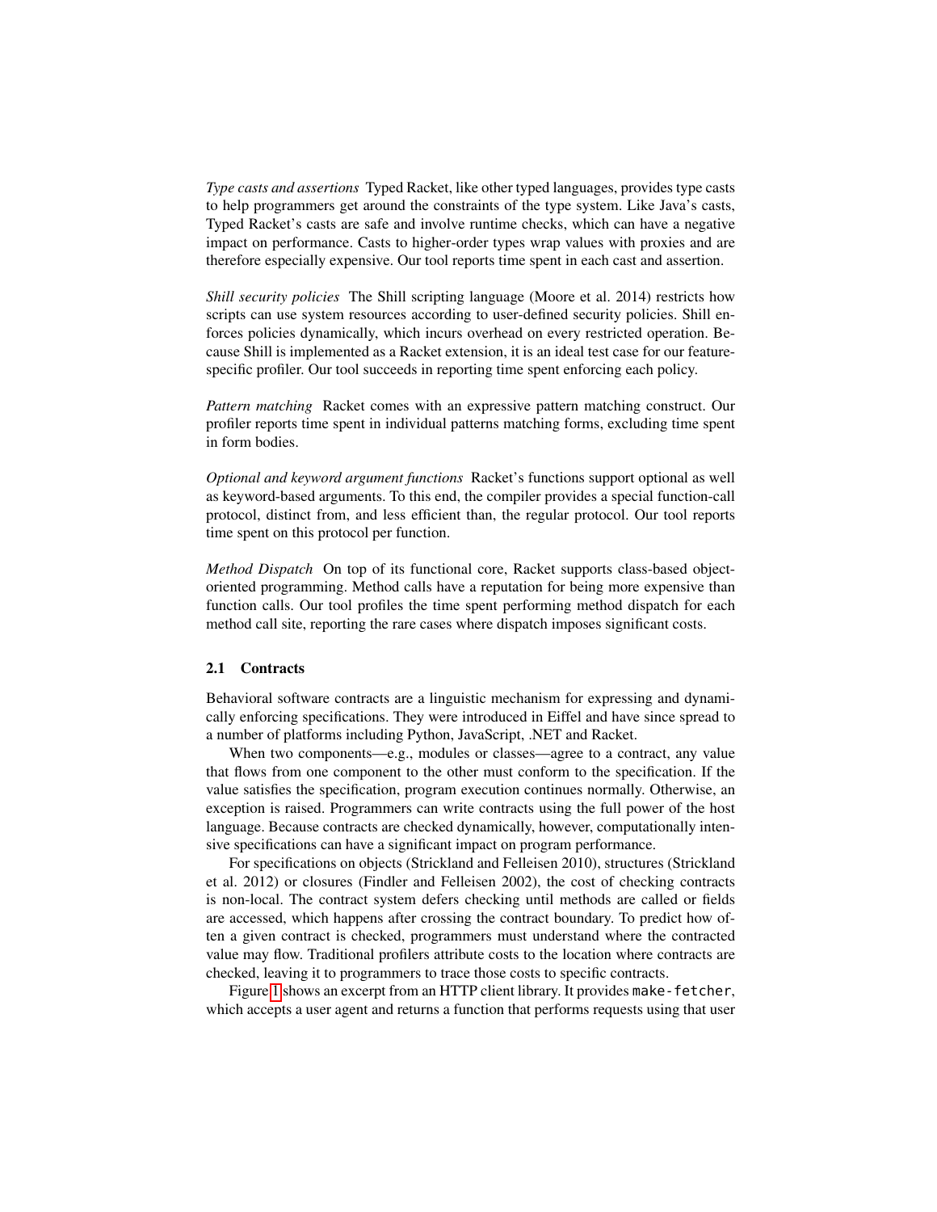*Type casts and assertions* Typed Racket, like other typed languages, provides type casts to help programmers get around the constraints of the type system. Like Java's casts, Typed Racket's casts are safe and involve runtime checks, which can have a negative impact on performance. Casts to higher-order types wrap values with proxies and are therefore especially expensive. Our tool reports time spent in each cast and assertion.

*Shill security policies* The Shill scripting language (Moore et al. 2014) restricts how scripts can use system resources according to user-defined security policies. Shill enforces policies dynamically, which incurs overhead on every restricted operation. Because Shill is implemented as a Racket extension, it is an ideal test case for our feature-specific profiler. Our tool succeeds in reporting time spent enforcing each policy.

*Pattern matching* Racket comes with an expressive pattern matching construct. Our profiler reports time spent in individual patterns matching forms, excluding time spent in form bodies.

*Optional and keyword argument functions* Racket's functions support optional as well as keyword-based arguments. To this end, the compiler provides a special function-call protocol, distinct from, and less efficient than, the regular protocol. Our tool reports time spent on this protocol per function.

*Method Dispatch* On top of its functional core, Racket supports class-based object-oriented programming. Method calls have a reputation for being more expensive than function calls. Our tool profiles the time spent performing method dispatch for each method call site, reporting the rare cases where dispatch imposes significant costs.

### 2.1 Contracts

Behavioral software contracts are a linguistic mechanism for expressing and dynamically enforcing specifications. They were introduced in Eiffel and have since spread to a number of platforms including Python, JavaScript, .NET and Racket.

When two components—e.g., modules or classes—agree to a contract, any value that flows from one component to the other must conform to the specification. If the value satisfies the specification, program execution continues normally. Otherwise, an exception is raised. Programmers can write contracts using the full power of the host language. Because contracts are checked dynamically, however, computationally intensive specifications can have a significant impact on program performance.

For specifications on objects (Strickland and Felleisen 2010), structures (Strickland et al. 2012) or closures (Findler and Felleisen 2002), the cost of checking contracts is non-local. The contract system defers checking until methods are called or fields are accessed, which happens after crossing the contract boundary. To predict how often a given contract is checked, programmers must understand where the contracted value may flow. Traditional profilers attribute costs to the location where contracts are checked, leaving it to programmers to trace those costs to specific contracts.

Figure 1 shows an excerpt from an HTTP client library. It provides `make-fetcher`, which accepts a user agent and returns a function that performs requests using that user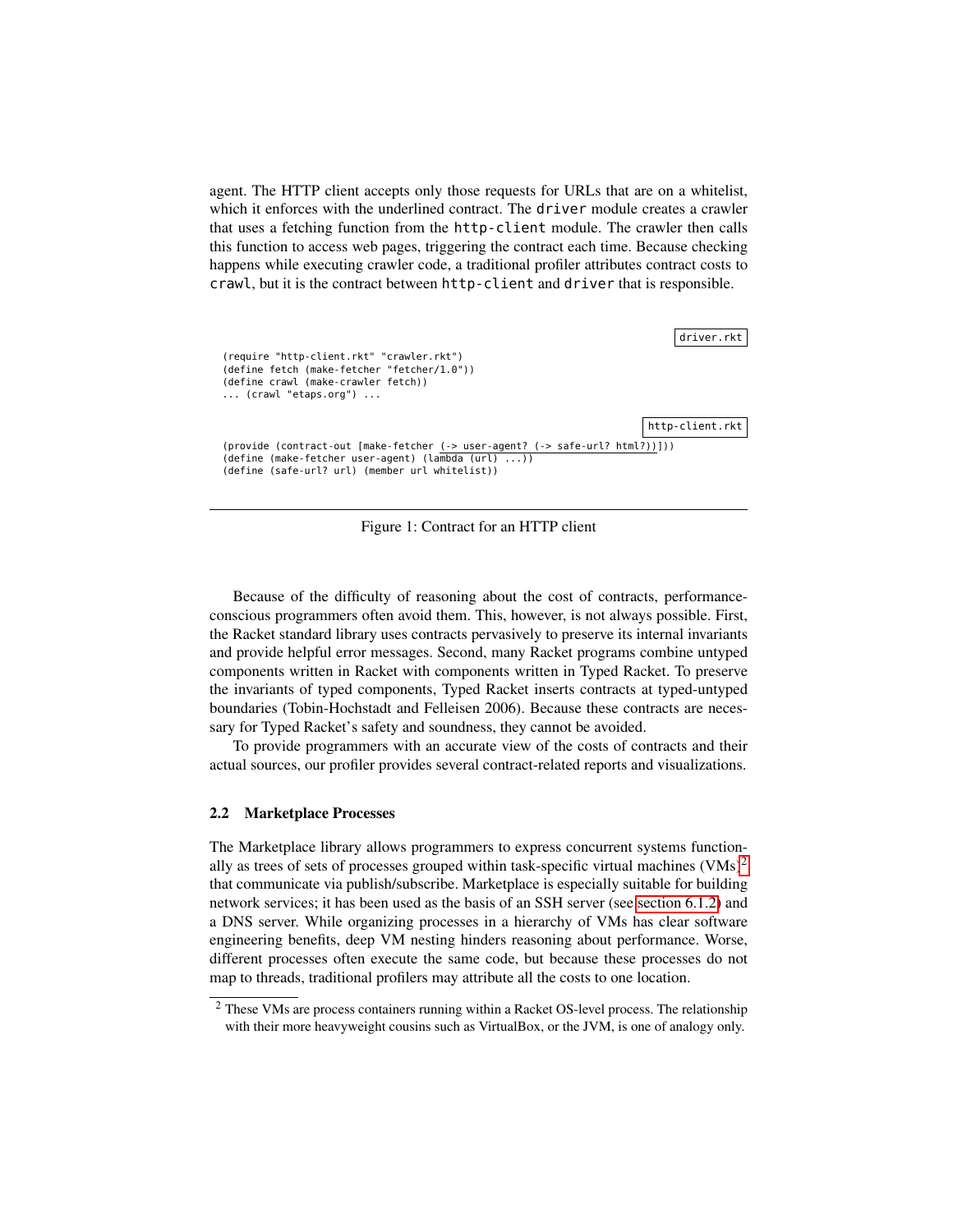agent. The HTTP client accepts only those requests for URLs that are on a whitelist, which it enforces with the underlined contract. The `driver` module creates a crawler that uses a fetching function from the `http-client` module. The crawler then calls this function to access web pages, triggering the contract each time. Because checking happens while executing crawler code, a traditional profiler attributes contract costs to `crawl`, but it is the contract between `http-client` and `driver` that is responsible.

driver.rkt

```
(require "http-client.rkt" "crawler.rkt")
(define fetch (make-fetcher "fetcher/1.0"))
(define crawl (make-crawler fetch))
... (crawl "etaps.org") ...
```

http-client.rkt

```
(provide (contract-out [make-fetcher (-> user-agent? (-> safe-url? html?))]))
(define (make-fetcher user-agent) (lambda (url) ...))
(define (safe-url? url) (member url whitelist))
```

Figure 1: Contract for an HTTP client

Because of the difficulty of reasoning about the cost of contracts, performance-conscious programmers often avoid them. This, however, is not always possible. First, the Racket standard library uses contracts pervasively to preserve its internal invariants and provide helpful error messages. Second, many Racket programs combine untyped components written in Racket with components written in Typed Racket. To preserve the invariants of typed components, Typed Racket inserts contracts at typed-untyped boundaries (Tobin-Hochstadt and Felleisen 2006). Because these contracts are necessary for Typed Racket's safety and soundness, they cannot be avoided.

To provide programmers with an accurate view of the costs of contracts and their actual sources, our profiler provides several contract-related reports and visualizations.

### 2.2 Marketplace Processes

The Marketplace library allows programmers to express concurrent systems functionally as trees of sets of processes grouped within task-specific virtual machines (VMs)[2] that communicate via publish/subscribe. Marketplace is especially suitable for building network services; it has been used as the basis of an SSH server (see section 6.1.2) and a DNS server. While organizing processes in a hierarchy of VMs has clear software engineering benefits, deep VM nesting hinders reasoning about performance. Worse, different processes often execute the same code, but because these processes do not map to threads, traditional profilers may attribute all the costs to one location.

[2] These VMs are process containers running within a Racket OS-level process. The relationship with their more heavyweight cousins such as VirtualBox, or the JVM, is one of analogy only.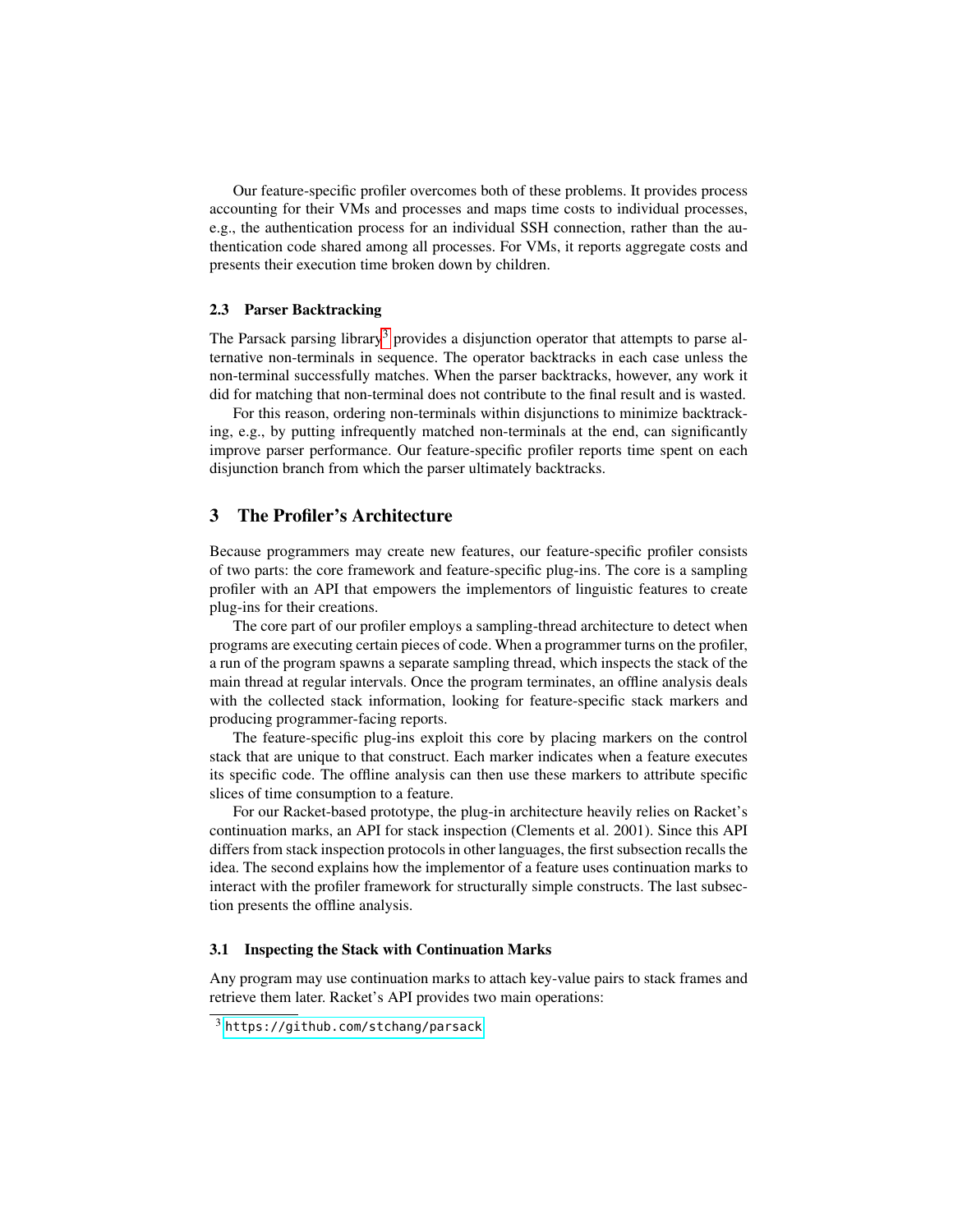Our feature-specific profiler overcomes both of these problems. It provides process accounting for their VMs and processes and maps time costs to individual processes, e.g., the authentication process for an individual SSH connection, rather than the authentication code shared among all processes. For VMs, it reports aggregate costs and presents their execution time broken down by children.

### 2.3 Parser Backtracking

The Parsack parsing library[3] provides a disjunction operator that attempts to parse alternative non-terminals in sequence. The operator backtracks in each case unless the non-terminal successfully matches. When the parser backtracks, however, any work it did for matching that non-terminal does not contribute to the final result and is wasted.

For this reason, ordering non-terminals within disjunctions to minimize backtracking, e.g., by putting infrequently matched non-terminals at the end, can significantly improve parser performance. Our feature-specific profiler reports time spent on each disjunction branch from which the parser ultimately backtracks.

## 3 The Profiler's Architecture

Because programmers may create new features, our feature-specific profiler consists of two parts: the core framework and feature-specific plug-ins. The core is a sampling profiler with an API that empowers the implementors of linguistic features to create plug-ins for their creations.

The core part of our profiler employs a sampling-thread architecture to detect when programs are executing certain pieces of code. When a programmer turns on the profiler, a run of the program spawns a separate sampling thread, which inspects the stack of the main thread at regular intervals. Once the program terminates, an offline analysis deals with the collected stack information, looking for feature-specific stack markers and producing programmer-facing reports.

The feature-specific plug-ins exploit this core by placing markers on the control stack that are unique to that construct. Each marker indicates when a feature executes its specific code. The offline analysis can then use these markers to attribute specific slices of time consumption to a feature.

For our Racket-based prototype, the plug-in architecture heavily relies on Racket's continuation marks, an API for stack inspection (Clements et al. 2001). Since this API differs from stack inspection protocols in other languages, the first subsection recalls the idea. The second explains how the implementor of a feature uses continuation marks to interact with the profiler framework for structurally simple constructs. The last subsection presents the offline analysis.

### 3.1 Inspecting the Stack with Continuation Marks

Any program may use continuation marks to attach key-value pairs to stack frames and retrieve them later. Racket's API provides two main operations:

[3] https://github.com/stchang/parsack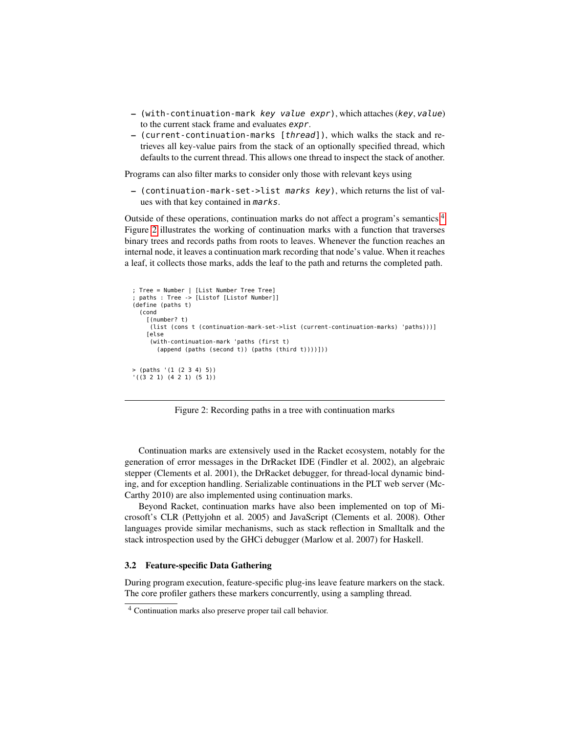- `(with-continuation-mark key value expr)`, which attaches (*key*, *value*) to the current stack frame and evaluates *expr*.
- `(current-continuation-marks [thread])`, which walks the stack and retrieves all key-value pairs from the stack of an optionally specified thread, which defaults to the current thread. This allows one thread to inspect the stack of another.

Programs can also filter marks to consider only those with relevant keys using

- `(continuation-mark-set->list marks key)`, which returns the list of values with that key contained in *marks*.

Outside of these operations, continuation marks do not affect a program's semantics.[4] Figure 2 illustrates the working of continuation marks with a function that traverses binary trees and records paths from roots to leaves. Whenever the function reaches an internal node, it leaves a continuation mark recording that node's value. When it reaches a leaf, it collects those marks, adds the leaf to the path and returns the completed path.

```
; Tree = Number | [List Number Tree Tree]
; paths : Tree -> [Listof [Listof Number]]
(define (paths t)
  (cond
    [(number? t)
     (list (cons t (continuation-mark-set->list (current-continuation-marks) 'paths)))]
    [else
     (with-continuation-mark 'paths (first t)
       (append (paths (second t)) (paths (third t))))]))


> (paths '(1 (2 3 4) 5))
'((3 2 1) (4 2 1) (5 1))
```

Figure 2: Recording paths in a tree with continuation marks

Continuation marks are extensively used in the Racket ecosystem, notably for the generation of error messages in the DrRacket IDE (Findler et al. 2002), an algebraic stepper (Clements et al. 2001), the DrRacket debugger, for thread-local dynamic binding, and for exception handling. Serializable continuations in the PLT web server (McCarthy 2010) are also implemented using continuation marks.

Beyond Racket, continuation marks have also been implemented on top of Microsoft's CLR (Pettyjohn et al. 2005) and JavaScript (Clements et al. 2008). Other languages provide similar mechanisms, such as stack reflection in Smalltalk and the stack introspection used by the GHCi debugger (Marlow et al. 2007) for Haskell.

### 3.2 Feature-specific Data Gathering

During program execution, feature-specific plug-ins leave feature markers on the stack. The core profiler gathers these markers concurrently, using a sampling thread.

[4] Continuation marks also preserve proper tail call behavior.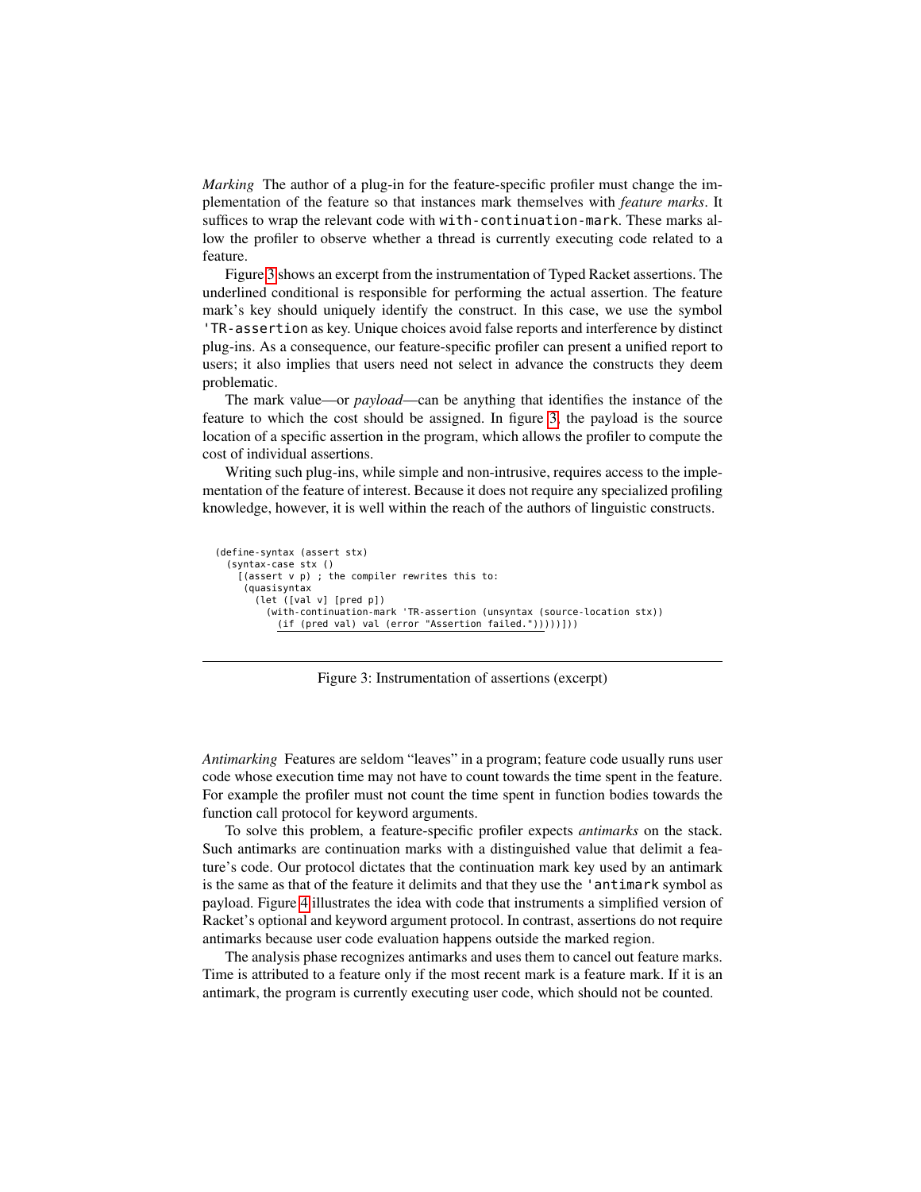*Marking* The author of a plug-in for the feature-specific profiler must change the implementation of the feature so that instances mark themselves with *feature marks*. It suffices to wrap the relevant code with `with-continuation-mark`. These marks allow the profiler to observe whether a thread is currently executing code related to a feature.

Figure 3 shows an excerpt from the instrumentation of Typed Racket assertions. The underlined conditional is responsible for performing the actual assertion. The feature mark's key should uniquely identify the construct. In this case, we use the symbol `'TR-assertion` as key. Unique choices avoid false reports and interference by distinct plug-ins. As a consequence, our feature-specific profiler can present a unified report to users; it also implies that users need not select in advance the constructs they deem problematic.

The mark value—or *payload*—can be anything that identifies the instance of the feature to which the cost should be assigned. In figure 3, the payload is the source location of a specific assertion in the program, which allows the profiler to compute the cost of individual assertions.

Writing such plug-ins, while simple and non-intrusive, requires access to the implementation of the feature of interest. Because it does not require any specialized profiling knowledge, however, it is well within the reach of the authors of linguistic constructs.

```
(define-syntax (assert stx)
  (syntax-case stx ()
    [(assert v p) ; the compiler rewrites this to:
     (quasisyntax
       (let ([val v] [pred p])
         (with-continuation-mark 'TR-assertion (unsyntax (source-location stx))
           (if (pred val) val (error "Assertion failed.")))))]))
```

Figure 3: Instrumentation of assertions (excerpt)

*Antimarking* Features are seldom "leaves" in a program; feature code usually runs user code whose execution time may not have to count towards the time spent in the feature. For example the profiler must not count the time spent in function bodies towards the function call protocol for keyword arguments.

To solve this problem, a feature-specific profiler expects *antimarks* on the stack. Such antimarks are continuation marks with a distinguished value that delimit a feature's code. Our protocol dictates that the continuation mark key used by an antimark is the same as that of the feature it delimits and that they use the `'antimark` symbol as payload. Figure 4 illustrates the idea with code that instruments a simplified version of Racket's optional and keyword argument protocol. In contrast, assertions do not require antimarks because user code evaluation happens outside the marked region.

The analysis phase recognizes antimarks and uses them to cancel out feature marks. Time is attributed to a feature only if the most recent mark is a feature mark. If it is an antimark, the program is currently executing user code, which should not be counted.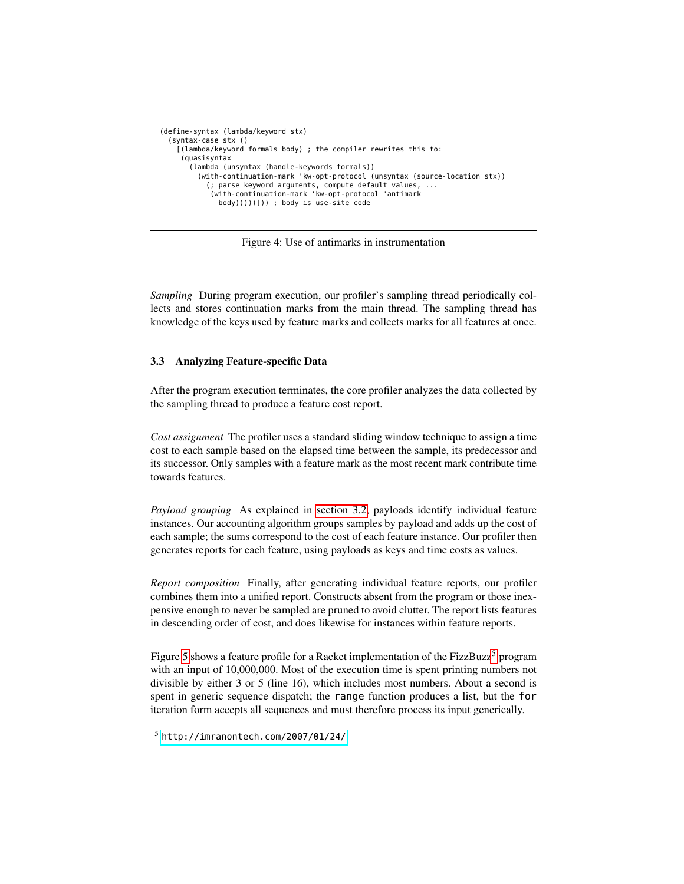```
(define-syntax (lambda/keyword stx)
  (syntax-case stx ()
    [(lambda/keyword formals body) ; the compiler rewrites this to:
     (quasisyntax
       (lambda (unsyntax (handle-keywords formals))
         (with-continuation-mark 'kw-opt-protocol (unsyntax (source-location stx))
           (; parse keyword arguments, compute default values, ...
            (with-continuation-mark 'kw-opt-protocol 'antimark
              body)))))])) ; body is use-site code
```

Figure 4: Use of antimarks in instrumentation

*Sampling* During program execution, our profiler's sampling thread periodically collects and stores continuation marks from the main thread. The sampling thread has knowledge of the keys used by feature marks and collects marks for all features at once.

### 3.3 Analyzing Feature-specific Data

After the program execution terminates, the core profiler analyzes the data collected by the sampling thread to produce a feature cost report.

*Cost assignment* The profiler uses a standard sliding window technique to assign a time cost to each sample based on the elapsed time between the sample, its predecessor and its successor. Only samples with a feature mark as the most recent mark contribute time towards features.

*Payload grouping* As explained in section 3.2, payloads identify individual feature instances. Our accounting algorithm groups samples by payload and adds up the cost of each sample; the sums correspond to the cost of each feature instance. Our profiler then generates reports for each feature, using payloads as keys and time costs as values.

*Report composition* Finally, after generating individual feature reports, our profiler combines them into a unified report. Constructs absent from the program or those inexpensive enough to never be sampled are pruned to avoid clutter. The report lists features in descending order of cost, and does likewise for instances within feature reports.

Figure 5 shows a feature profile for a Racket implementation of the FizzBuzz[5] program with an input of 10,000,000. Most of the execution time is spent printing numbers not divisible by either 3 or 5 (line 16), which includes most numbers. About a second is spent in generic sequence dispatch; the `range` function produces a list, but the `for` iteration form accepts all sequences and must therefore process its input generically.

[5] http://imranontech.com/2007/01/24/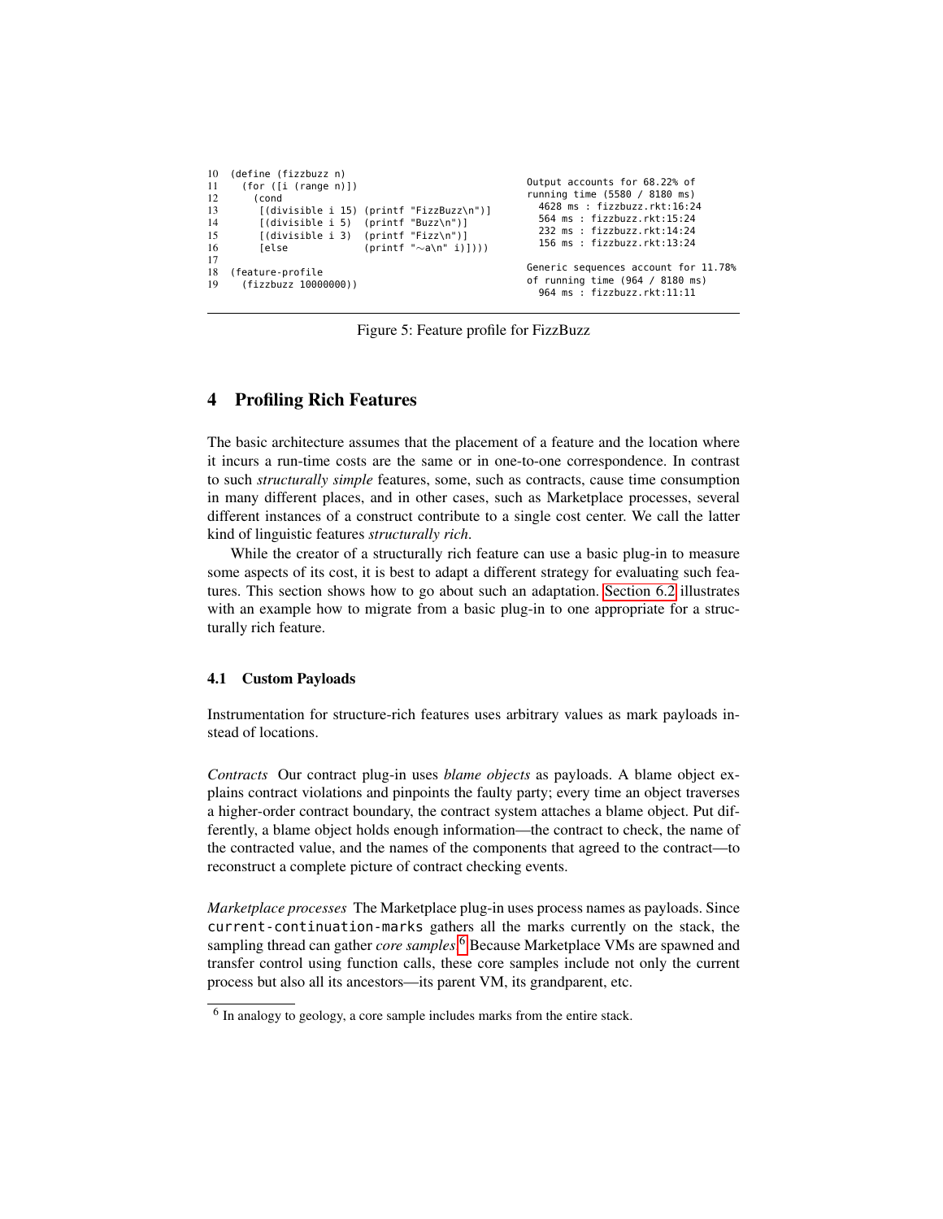```
10  (define (fizzbuzz n)
11    (for ([i (range n)])
12      (cond
13        [(divisible i 15) (printf "FizzBuzz\n")]
14        [(divisible i 5)  (printf "Buzz\n")]
15        [(divisible i 3)  (printf "Fizz\n")]
16        [else             (printf "~a\n" i)])))
17
18  (feature-profile
19    (fizzbuzz 10000000))
```

```
Output accounts for 68.22% of
running time (5580 / 8180 ms)
  4628 ms : fizzbuzz.rkt:16:24
  564 ms : fizzbuzz.rkt:15:24
  232 ms : fizzbuzz.rkt:14:24
  156 ms : fizzbuzz.rkt:13:24

Generic sequences account for 11.78%
of running time (964 / 8180 ms)
  964 ms : fizzbuzz.rkt:11:11
```

Figure 5: Feature profile for FizzBuzz

## 4 Profiling Rich Features

The basic architecture assumes that the placement of a feature and the location where it incurs a run-time costs are the same or in one-to-one correspondence. In contrast to such *structurally simple* features, some, such as contracts, cause time consumption in many different places, and in other cases, such as Marketplace processes, several different instances of a construct contribute to a single cost center. We call the latter kind of linguistic features *structurally rich*.

While the creator of a structurally rich feature can use a basic plug-in to measure some aspects of its cost, it is best to adapt a different strategy for evaluating such features. This section shows how to go about such an adaptation. Section 6.2 illustrates with an example how to migrate from a basic plug-in to one appropriate for a structurally rich feature.

### 4.1 Custom Payloads

Instrumentation for structure-rich features uses arbitrary values as mark payloads instead of locations.

*Contracts* Our contract plug-in uses *blame objects* as payloads. A blame object explains contract violations and pinpoints the faulty party; every time an object traverses a higher-order contract boundary, the contract system attaches a blame object. Put differently, a blame object holds enough information—the contract to check, the name of the contracted value, and the names of the components that agreed to the contract—to reconstruct a complete picture of contract checking events.

*Marketplace processes* The Marketplace plug-in uses process names as payloads. Since `current-continuation-marks` gathers all the marks currently on the stack, the sampling thread can gather *core samples*.[6] Because Marketplace VMs are spawned and transfer control using function calls, these core samples include not only the current process but also all its ancestors—its parent VM, its grandparent, etc.

[6] In analogy to geology, a core sample includes marks from the entire stack.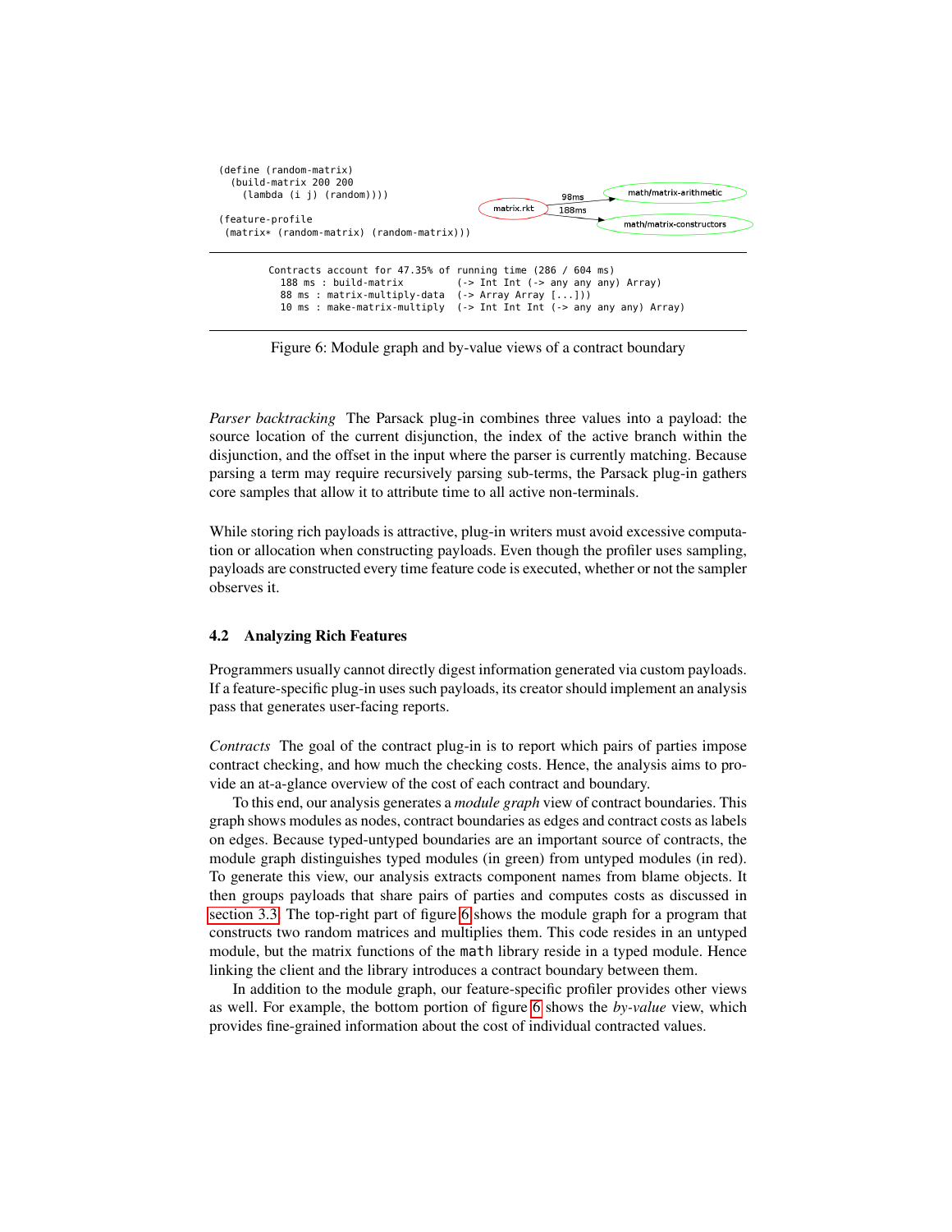```
(define (random-matrix)
  (build-matrix 200 200
    (lambda (i j) (random))))

(feature-profile
 (matrix* (random-matrix) (random-matrix)))
```

matrix.rkt → math/matrix-arithmetic (98ms)
matrix.rkt → math/matrix-constructors (188ms)

```
Contracts account for 47.35% of running time (286 / 604 ms)
  188 ms : build-matrix         (-> Int Int (-> any any any) Array)
  88 ms : matrix-multiply-data  (-> Array Array [...]))
  10 ms : make-matrix-multiply  (-> Int Int Int (-> any any any) Array)
```

Figure 6: Module graph and by-value views of a contract boundary

*Parser backtracking* The Parsack plug-in combines three values into a payload: the source location of the current disjunction, the index of the active branch within the disjunction, and the offset in the input where the parser is currently matching. Because parsing a term may require recursively parsing sub-terms, the Parsack plug-in gathers core samples that allow it to attribute time to all active non-terminals.

While storing rich payloads is attractive, plug-in writers must avoid excessive computation or allocation when constructing payloads. Even though the profiler uses sampling, payloads are constructed every time feature code is executed, whether or not the sampler observes it.

### 4.2 Analyzing Rich Features

Programmers usually cannot directly digest information generated via custom payloads. If a feature-specific plug-in uses such payloads, its creator should implement an analysis pass that generates user-facing reports.

*Contracts* The goal of the contract plug-in is to report which pairs of parties impose contract checking, and how much the checking costs. Hence, the analysis aims to provide an at-a-glance overview of the cost of each contract and boundary.

To this end, our analysis generates a *module graph* view of contract boundaries. This graph shows modules as nodes, contract boundaries as edges and contract costs as labels on edges. Because typed-untyped boundaries are an important source of contracts, the module graph distinguishes typed modules (in green) from untyped modules (in red). To generate this view, our analysis extracts component names from blame objects. It then groups payloads that share pairs of parties and computes costs as discussed in section 3.3. The top-right part of figure 6 shows the module graph for a program that constructs two random matrices and multiplies them. This code resides in an untyped module, but the matrix functions of the `math` library reside in a typed module. Hence linking the client and the library introduces a contract boundary between them.

In addition to the module graph, our feature-specific profiler provides other views as well. For example, the bottom portion of figure 6 shows the *by-value* view, which provides fine-grained information about the cost of individual contracted values.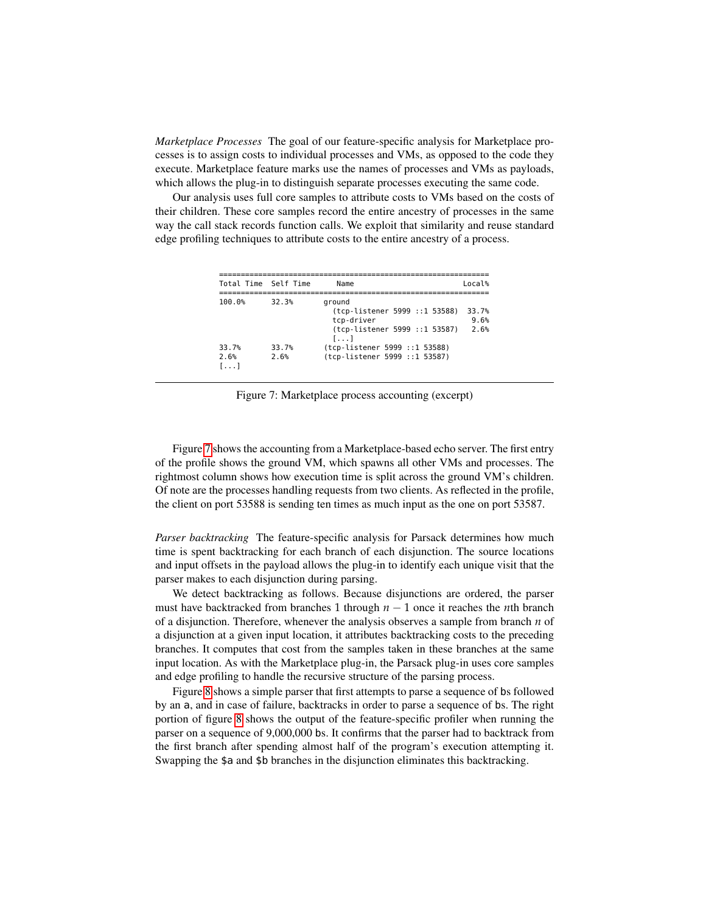*Marketplace Processes* The goal of our feature-specific analysis for Marketplace processes is to assign costs to individual processes and VMs, as opposed to the code they execute. Marketplace feature marks use the names of processes and VMs as payloads, which allows the plug-in to distinguish separate processes executing the same code.

Our analysis uses full core samples to attribute costs to VMs based on the costs of their children. These core samples record the entire ancestry of processes in the same way the call stack records function calls. We exploit that similarity and reuse standard edge profiling techniques to attribute costs to the entire ancestry of a process.

```
=============================================================
Total Time  Self Time      Name                         Local%
=============================================================
100.0%      32.3%       ground
                          (tcp-listener 5999 ::1 53588)  33.7%
                          tcp-driver                      9.6%
                          (tcp-listener 5999 ::1 53587)   2.6%
                          [...]
33.7%       33.7%       (tcp-listener 5999 ::1 53588)
2.6%        2.6%        (tcp-listener 5999 ::1 53587)
[...]
```

Figure 7: Marketplace process accounting (excerpt)

Figure 7 shows the accounting from a Marketplace-based echo server. The first entry of the profile shows the ground VM, which spawns all other VMs and processes. The rightmost column shows how execution time is split across the ground VM's children. Of note are the processes handling requests from two clients. As reflected in the profile, the client on port 53588 is sending ten times as much input as the one on port 53587.

*Parser backtracking* The feature-specific analysis for Parsack determines how much time is spent backtracking for each branch of each disjunction. The source locations and input offsets in the payload allows the plug-in to identify each unique visit that the parser makes to each disjunction during parsing.

We detect backtracking as follows. Because disjunctions are ordered, the parser must have backtracked from branches 1 through $n-1$ once it reaches the $n$th branch of a disjunction. Therefore, whenever the analysis observes a sample from branch $n$ of a disjunction at a given input location, it attributes backtracking costs to the preceding branches. It computes that cost from the samples taken in these branches at the same input location. As with the Marketplace plug-in, the Parsack plug-in uses core samples and edge profiling to handle the recursive structure of the parsing process.

Figure 8 shows a simple parser that first attempts to parse a sequence of `b`s followed by an `a`, and in case of failure, backtracks in order to parse a sequence of `b`s. The right portion of figure 8 shows the output of the feature-specific profiler when running the parser on a sequence of 9,000,000 `b`s. It confirms that the parser had to backtrack from the first branch after spending almost half of the program's execution attempting it. Swapping the `$a` and `$b` branches in the disjunction eliminates this backtracking.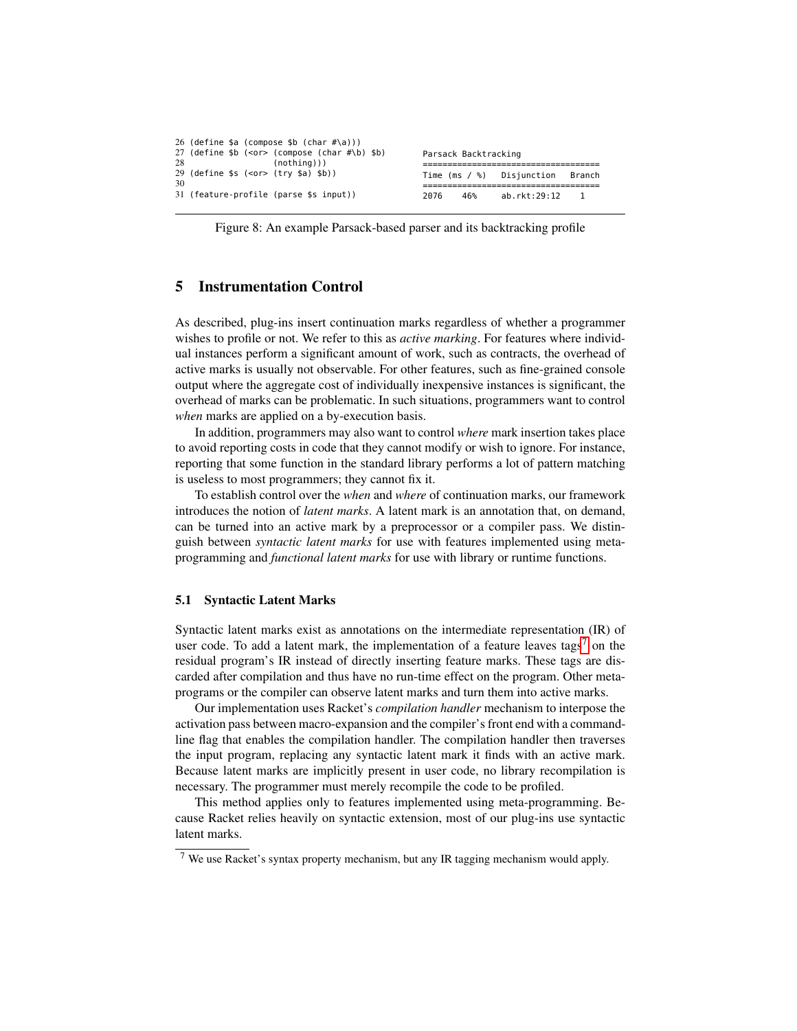```
26 (define $a (compose $b (char #\a)))
27 (define $b (<or> (compose (char #\b) $b)
28                  (nothing)))
29 (define $s (<or> (try $a) $b))
30
31 (feature-profile (parse $s input))
```

```
Parsack Backtracking
====================================
Time (ms / %)   Disjunction   Branch
====================================
2076    46%     ab.rkt:29:12    1
```

Figure 8: An example Parsack-based parser and its backtracking profile

## 5 Instrumentation Control

As described, plug-ins insert continuation marks regardless of whether a programmer wishes to profile or not. We refer to this as *active marking*. For features where individual instances perform a significant amount of work, such as contracts, the overhead of active marks is usually not observable. For other features, such as fine-grained console output where the aggregate cost of individually inexpensive instances is significant, the overhead of marks can be problematic. In such situations, programmers want to control *when* marks are applied on a by-execution basis.

In addition, programmers may also want to control *where* mark insertion takes place to avoid reporting costs in code that they cannot modify or wish to ignore. For instance, reporting that some function in the standard library performs a lot of pattern matching is useless to most programmers; they cannot fix it.

To establish control over the *when* and *where* of continuation marks, our framework introduces the notion of *latent marks*. A latent mark is an annotation that, on demand, can be turned into an active mark by a preprocessor or a compiler pass. We distinguish between *syntactic latent marks* for use with features implemented using meta-programming and *functional latent marks* for use with library or runtime functions.

### 5.1 Syntactic Latent Marks

Syntactic latent marks exist as annotations on the intermediate representation (IR) of user code. To add a latent mark, the implementation of a feature leaves tags[7] on the residual program's IR instead of directly inserting feature marks. These tags are discarded after compilation and thus have no run-time effect on the program. Other meta-programs or the compiler can observe latent marks and turn them into active marks.

Our implementation uses Racket's *compilation handler* mechanism to interpose the activation pass between macro-expansion and the compiler's front end with a command-line flag that enables the compilation handler. The compilation handler then traverses the input program, replacing any syntactic latent mark it finds with an active mark. Because latent marks are implicitly present in user code, no library recompilation is necessary. The programmer must merely recompile the code to be profiled.

This method applies only to features implemented using meta-programming. Because Racket relies heavily on syntactic extension, most of our plug-ins use syntactic latent marks.

[7] We use Racket's syntax property mechanism, but any IR tagging mechanism would apply.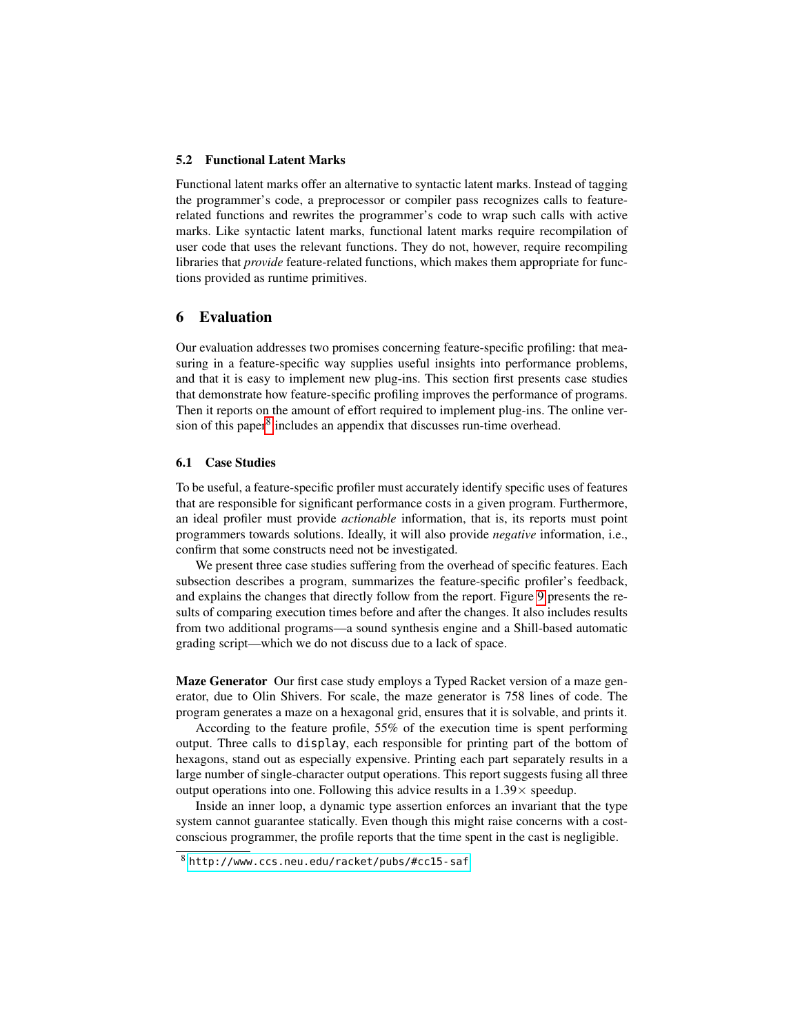### 5.2 Functional Latent Marks

Functional latent marks offer an alternative to syntactic latent marks. Instead of tagging the programmer's code, a preprocessor or compiler pass recognizes calls to feature-related functions and rewrites the programmer's code to wrap such calls with active marks. Like syntactic latent marks, functional latent marks require recompilation of user code that uses the relevant functions. They do not, however, require recompiling libraries that *provide* feature-related functions, which makes them appropriate for functions provided as runtime primitives.

## 6 Evaluation

Our evaluation addresses two promises concerning feature-specific profiling: that measuring in a feature-specific way supplies useful insights into performance problems, and that it is easy to implement new plug-ins. This section first presents case studies that demonstrate how feature-specific profiling improves the performance of programs. Then it reports on the amount of effort required to implement plug-ins. The online version of this paper[8] includes an appendix that discusses run-time overhead.

### 6.1 Case Studies

To be useful, a feature-specific profiler must accurately identify specific uses of features that are responsible for significant performance costs in a given program. Furthermore, an ideal profiler must provide *actionable* information, that is, its reports must point programmers towards solutions. Ideally, it will also provide *negative* information, i.e., confirm that some constructs need not be investigated.

We present three case studies suffering from the overhead of specific features. Each subsection describes a program, summarizes the feature-specific profiler's feedback, and explains the changes that directly follow from the report. Figure 9 presents the results of comparing execution times before and after the changes. It also includes results from two additional programs—a sound synthesis engine and a Shill-based automatic grading script—which we do not discuss due to a lack of space.

**Maze Generator** Our first case study employs a Typed Racket version of a maze generator, due to Olin Shivers. For scale, the maze generator is 758 lines of code. The program generates a maze on a hexagonal grid, ensures that it is solvable, and prints it.

According to the feature profile, 55% of the execution time is spent performing output. Three calls to `display`, each responsible for printing part of the bottom of hexagons, stand out as especially expensive. Printing each part separately results in a large number of single-character output operations. This report suggests fusing all three output operations into one. Following this advice results in a 1.39× speedup.

Inside an inner loop, a dynamic type assertion enforces an invariant that the type system cannot guarantee statically. Even though this might raise concerns with a cost-conscious programmer, the profile reports that the time spent in the cast is negligible.

[8] http://www.ccs.neu.edu/racket/pubs/#cc15-saf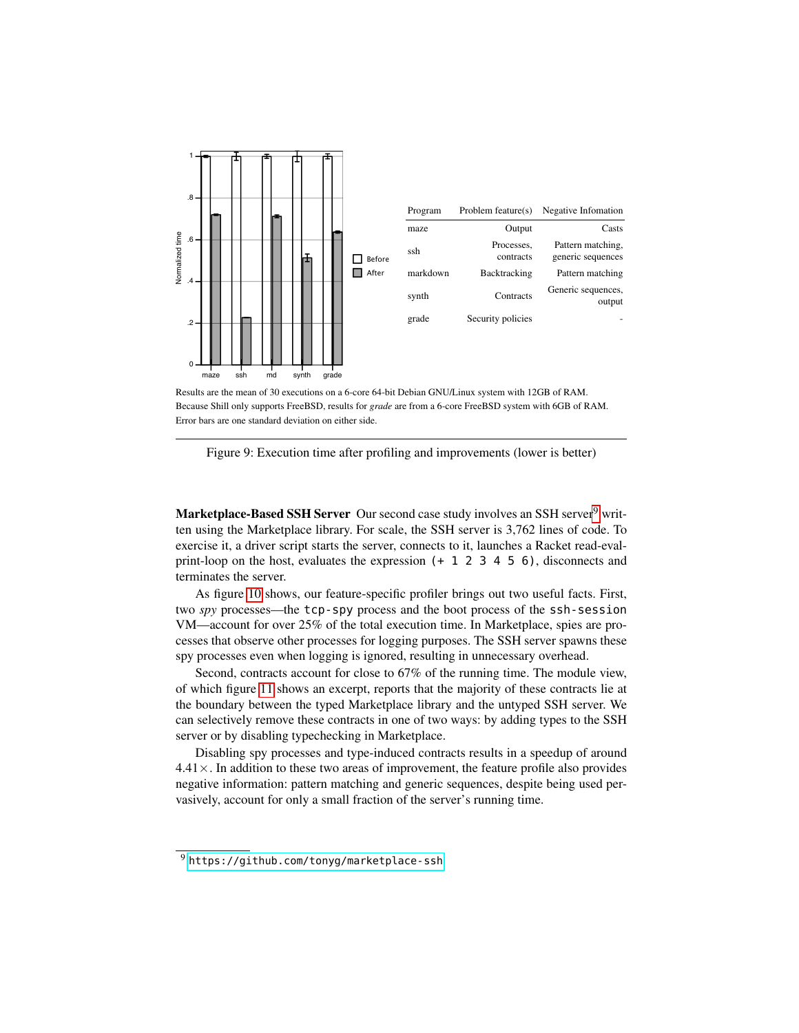| Program | Problem feature(s) | Negative Infomation |
|---|---|---|
| maze | Output | Casts |
| ssh | Processes, contracts | Pattern matching, generic sequences |
| markdown | Backtracking | Pattern matching |
| synth | Contracts | Generic sequences, output |
| grade | Security policies | - |

Results are the mean of 30 executions on a 6-core 64-bit Debian GNU/Linux system with 12GB of RAM. Because Shill only supports FreeBSD, results for *grade* are from a 6-core FreeBSD system with 6GB of RAM. Error bars are one standard deviation on either side.

Figure 9: Execution time after profiling and improvements (lower is better)

**Marketplace-Based SSH Server** Our second case study involves an SSH server[9] written using the Marketplace library. For scale, the SSH server is 3,762 lines of code. To exercise it, a driver script starts the server, connects to it, launches a Racket read-eval-print-loop on the host, evaluates the expression `(+ 1 2 3 4 5 6)`, disconnects and terminates the server.

As figure 10 shows, our feature-specific profiler brings out two useful facts. First, two *spy* processes—the `tcp-spy` process and the boot process of the `ssh-session` VM—account for over 25% of the total execution time. In Marketplace, spies are processes that observe other processes for logging purposes. The SSH server spawns these spy processes even when logging is ignored, resulting in unnecessary overhead.

Second, contracts account for close to 67% of the running time. The module view, of which figure 11 shows an excerpt, reports that the majority of these contracts lie at the boundary between the typed Marketplace library and the untyped SSH server. We can selectively remove these contracts in one of two ways: by adding types to the SSH server or by disabling typechecking in Marketplace.

Disabling spy processes and type-induced contracts results in a speedup of around $4.41\times$. In addition to these two areas of improvement, the feature profile also provides negative information: pattern matching and generic sequences, despite being used pervasively, account for only a small fraction of the server's running time.

[9] https://github.com/tonyg/marketplace-ssh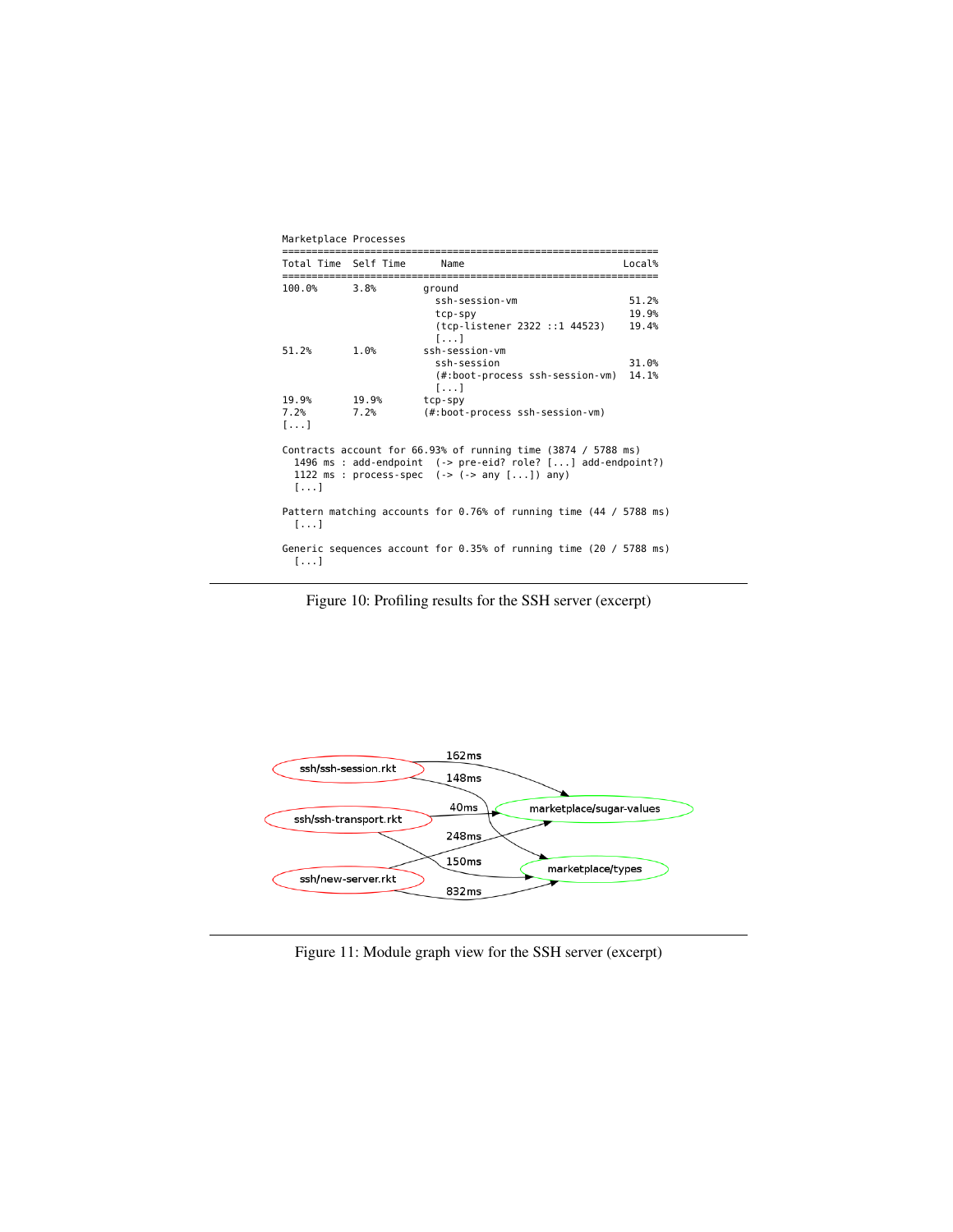```
Marketplace Processes
===============================================================
Total Time  Self Time      Name                             Local%
===============================================================
100.0%      3.8%         ground
                           ssh-session-vm                   51.2%
                           tcp-spy                          19.9%
                           (tcp-listener 2322 ::1 44523)    19.4%
                           [...]
51.2%       1.0%         ssh-session-vm
                           ssh-session                      31.0%
                           (#:boot-process ssh-session-vm)  14.1%
                           [...]
19.9%       19.9%        tcp-spy
7.2%        7.2%         (#:boot-process ssh-session-vm)
[...]

Contracts account for 66.93% of running time (3874 / 5788 ms)
  1496 ms : add-endpoint  (-> pre-eid? role? [...] add-endpoint?)
  1122 ms : process-spec  (-> (-> any [...]) any)
  [...]

Pattern matching accounts for 0.76% of running time (44 / 5788 ms)
  [...]

Generic sequences account for 0.35% of running time (20 / 5788 ms)
  [...]
```

Figure 10: Profiling results for the SSH server (excerpt)

| From | To | Time |
|---|---|---|
| ssh/ssh-session.rkt | marketplace/sugar-values | 162ms |
| ssh/ssh-session.rkt | marketplace/types | 148ms |
| ssh/ssh-transport.rkt | marketplace/sugar-values | 40ms |
| ssh/new-server.rkt | marketplace/sugar-values | 248ms |
| ssh/ssh-transport.rkt | marketplace/types | 150ms |
| ssh/new-server.rkt | marketplace/types | 832ms |

Figure 11: Module graph view for the SSH server (excerpt)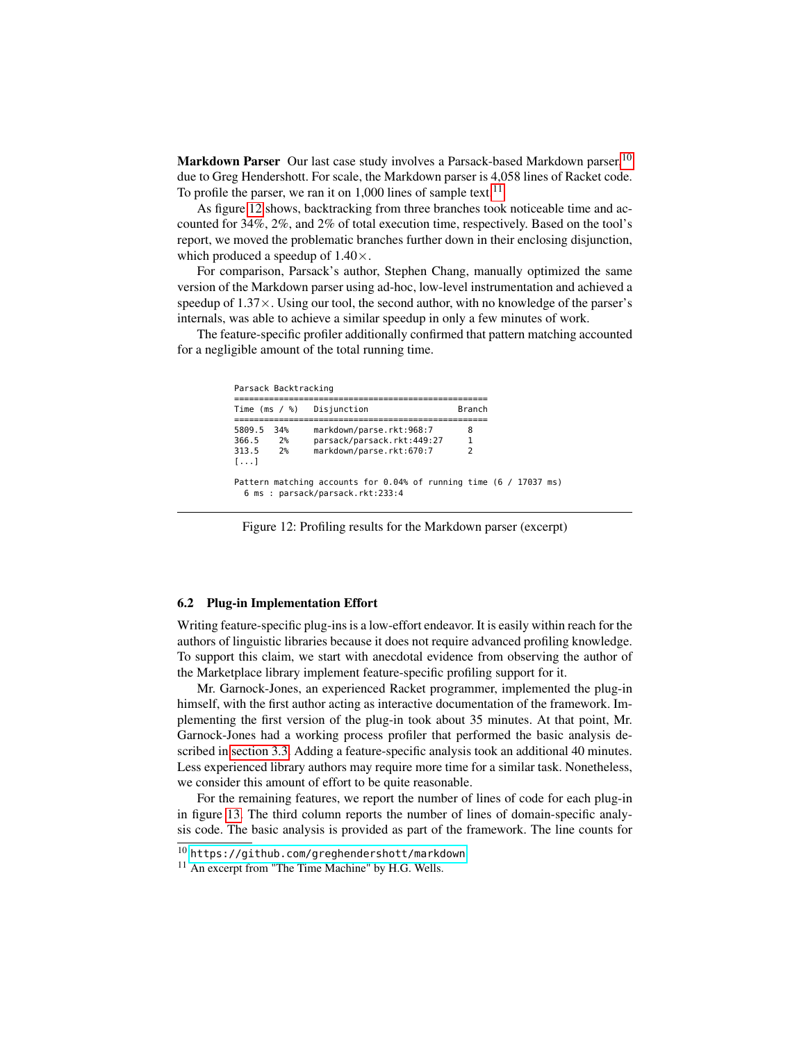**Markdown Parser** Our last case study involves a Parsack-based Markdown parser[10] due to Greg Hendershott. For scale, the Markdown parser is 4,058 lines of Racket code. To profile the parser, we ran it on 1,000 lines of sample text[11].

As figure 12 shows, backtracking from three branches took noticeable time and accounted for 34%, 2%, and 2% of total execution time, respectively. Based on the tool's report, we moved the problematic branches further down in their enclosing disjunction, which produced a speedup of 1.40×.

For comparison, Parsack's author, Stephen Chang, manually optimized the same version of the Markdown parser using ad-hoc, low-level instrumentation and achieved a speedup of 1.37×. Using our tool, the second author, with no knowledge of the parser's internals, was able to achieve a similar speedup in only a few minutes of work.

The feature-specific profiler additionally confirmed that pattern matching accounted for a negligible amount of the total running time.

```
Parsack Backtracking
==================================================
Time (ms / %)   Disjunction                  Branch
==================================================
5809.5  34%     markdown/parse.rkt:968:7      8
366.5    2%     parsack/parsack.rkt:449:27    1
313.5    2%     markdown/parse.rkt:670:7      2
[...]

Pattern matching accounts for 0.04% of running time (6 / 17037 ms)
  6 ms : parsack/parsack.rkt:233:4
```

Figure 12: Profiling results for the Markdown parser (excerpt)

### 6.2 Plug-in Implementation Effort

Writing feature-specific plug-ins is a low-effort endeavor. It is easily within reach for the authors of linguistic libraries because it does not require advanced profiling knowledge. To support this claim, we start with anecdotal evidence from observing the author of the Marketplace library implement feature-specific profiling support for it.

Mr. Garnock-Jones, an experienced Racket programmer, implemented the plug-in himself, with the first author acting as interactive documentation of the framework. Implementing the first version of the plug-in took about 35 minutes. At that point, Mr. Garnock-Jones had a working process profiler that performed the basic analysis described in section 3.3. Adding a feature-specific analysis took an additional 40 minutes. Less experienced library authors may require more time for a similar task. Nonetheless, we consider this amount of effort to be quite reasonable.

For the remaining features, we report the number of lines of code for each plug-in in figure 13. The third column reports the number of lines of domain-specific analysis code. The basic analysis is provided as part of the framework. The line counts for

[10] https://github.com/greghendershott/markdown

[11] An excerpt from "The Time Machine" by H.G. Wells.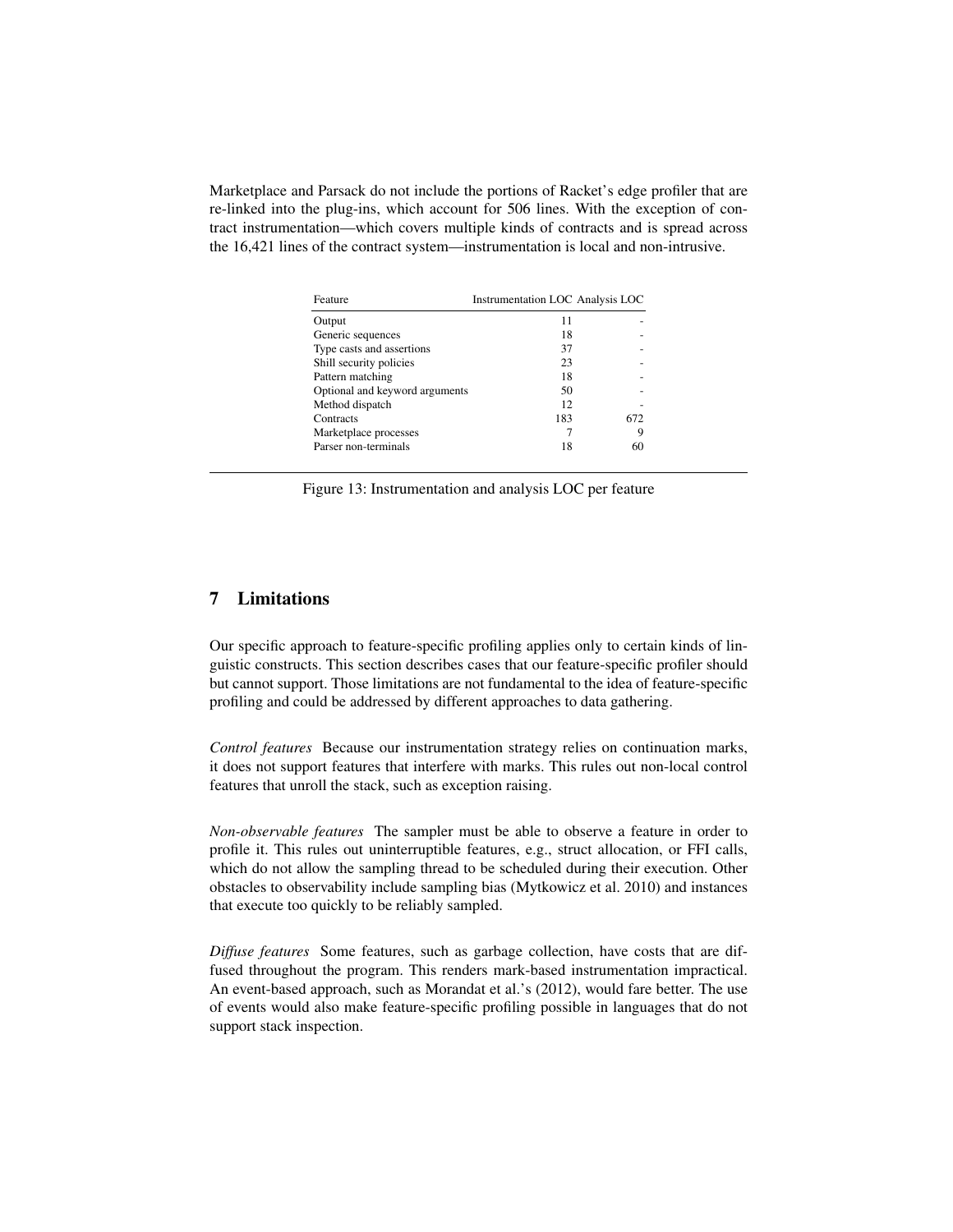Marketplace and Parsack do not include the portions of Racket's edge profiler that are re-linked into the plug-ins, which account for 506 lines. With the exception of contract instrumentation—which covers multiple kinds of contracts and is spread across the 16,421 lines of the contract system—instrumentation is local and non-intrusive.

| Feature | Instrumentation LOC | Analysis LOC |
|---|---|---|
| Output | 11 | - |
| Generic sequences | 18 | - |
| Type casts and assertions | 37 | - |
| Shill security policies | 23 | - |
| Pattern matching | 18 | - |
| Optional and keyword arguments | 50 | - |
| Method dispatch | 12 | - |
| Contracts | 183 | 672 |
| Marketplace processes | 7 | 9 |
| Parser non-terminals | 18 | 60 |

Figure 13: Instrumentation and analysis LOC per feature

## 7 Limitations

Our specific approach to feature-specific profiling applies only to certain kinds of linguistic constructs. This section describes cases that our feature-specific profiler should but cannot support. Those limitations are not fundamental to the idea of feature-specific profiling and could be addressed by different approaches to data gathering.

*Control features* Because our instrumentation strategy relies on continuation marks, it does not support features that interfere with marks. This rules out non-local control features that unroll the stack, such as exception raising.

*Non-observable features* The sampler must be able to observe a feature in order to profile it. This rules out uninterruptible features, e.g., struct allocation, or FFI calls, which do not allow the sampling thread to be scheduled during their execution. Other obstacles to observability include sampling bias (Mytkowicz et al. 2010) and instances that execute too quickly to be reliably sampled.

*Diffuse features* Some features, such as garbage collection, have costs that are diffused throughout the program. This renders mark-based instrumentation impractical. An event-based approach, such as Morandat et al.'s (2012), would fare better. The use of events would also make feature-specific profiling possible in languages that do not support stack inspection.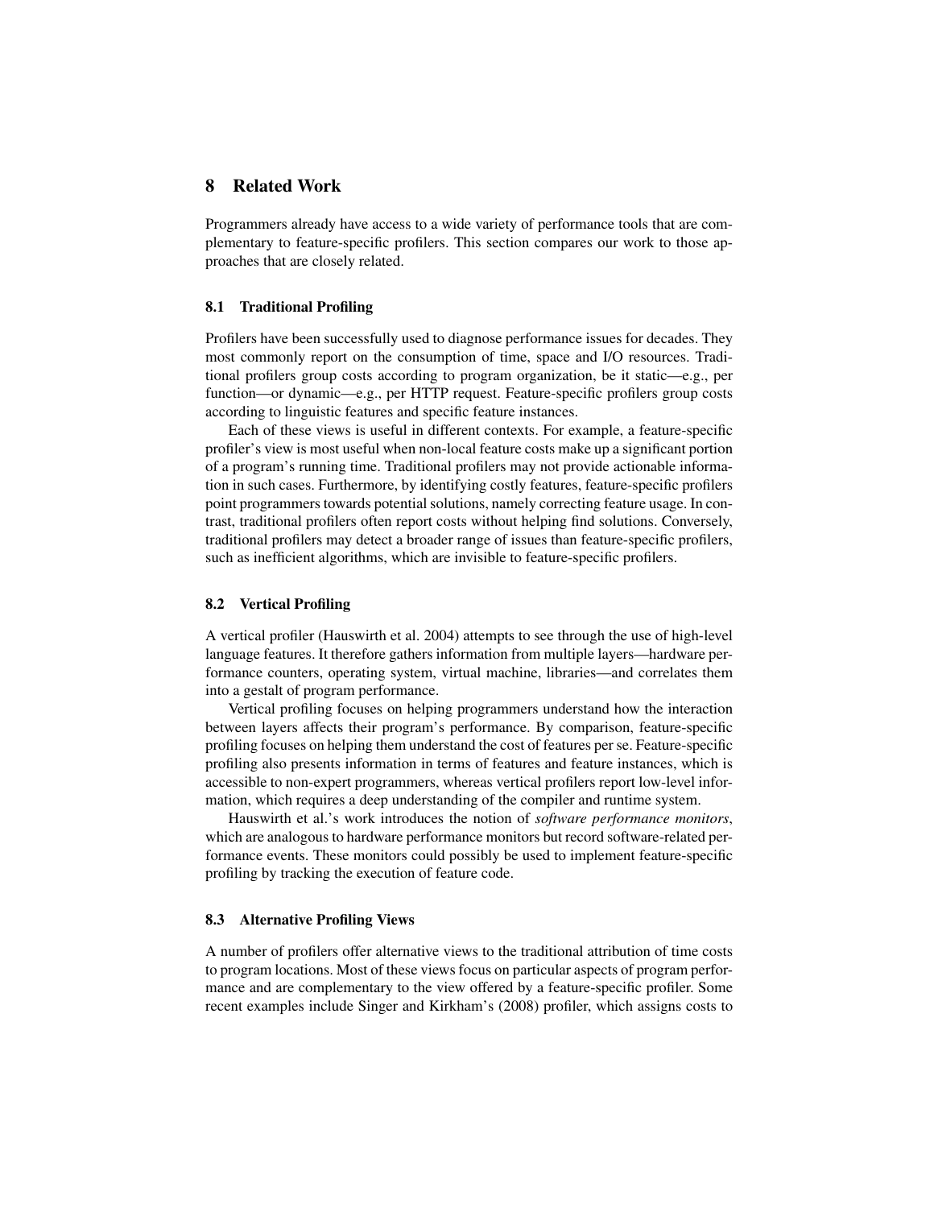## 8 Related Work

Programmers already have access to a wide variety of performance tools that are complementary to feature-specific profilers. This section compares our work to those approaches that are closely related.

### 8.1 Traditional Profiling

Profilers have been successfully used to diagnose performance issues for decades. They most commonly report on the consumption of time, space and I/O resources. Traditional profilers group costs according to program organization, be it static—e.g., per function—or dynamic—e.g., per HTTP request. Feature-specific profilers group costs according to linguistic features and specific feature instances.

Each of these views is useful in different contexts. For example, a feature-specific profiler's view is most useful when non-local feature costs make up a significant portion of a program's running time. Traditional profilers may not provide actionable information in such cases. Furthermore, by identifying costly features, feature-specific profilers point programmers towards potential solutions, namely correcting feature usage. In contrast, traditional profilers often report costs without helping find solutions. Conversely, traditional profilers may detect a broader range of issues than feature-specific profilers, such as inefficient algorithms, which are invisible to feature-specific profilers.

### 8.2 Vertical Profiling

A vertical profiler (Hauswirth et al. 2004) attempts to see through the use of high-level language features. It therefore gathers information from multiple layers—hardware performance counters, operating system, virtual machine, libraries—and correlates them into a gestalt of program performance.

Vertical profiling focuses on helping programmers understand how the interaction between layers affects their program's performance. By comparison, feature-specific profiling focuses on helping them understand the cost of features per se. Feature-specific profiling also presents information in terms of features and feature instances, which is accessible to non-expert programmers, whereas vertical profilers report low-level information, which requires a deep understanding of the compiler and runtime system.

Hauswirth et al.'s work introduces the notion of *software performance monitors*, which are analogous to hardware performance monitors but record software-related performance events. These monitors could possibly be used to implement feature-specific profiling by tracking the execution of feature code.

### 8.3 Alternative Profiling Views

A number of profilers offer alternative views to the traditional attribution of time costs to program locations. Most of these views focus on particular aspects of program performance and are complementary to the view offered by a feature-specific profiler. Some recent examples include Singer and Kirkham's (2008) profiler, which assigns costs to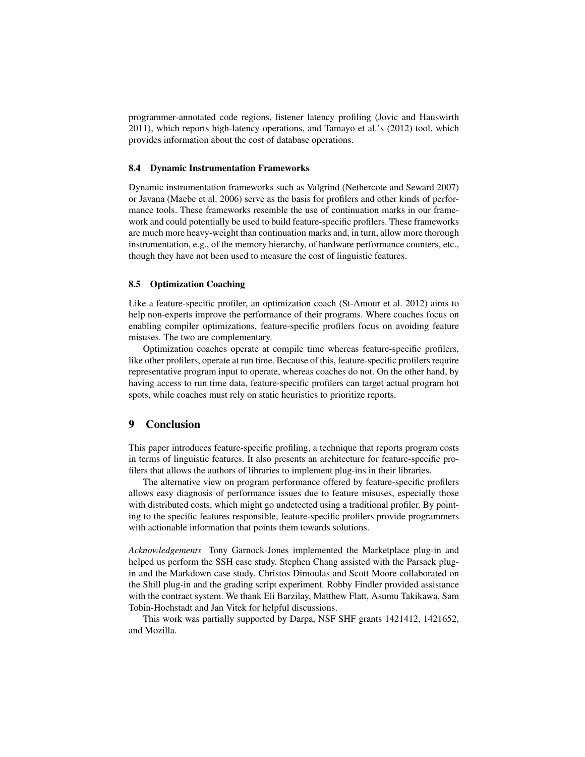programmer-annotated code regions, listener latency profiling (Jovic and Hauswirth 2011), which reports high-latency operations, and Tamayo et al.'s (2012) tool, which provides information about the cost of database operations.

### 8.4 Dynamic Instrumentation Frameworks

Dynamic instrumentation frameworks such as Valgrind (Nethercote and Seward 2007) or Javana (Maebe et al. 2006) serve as the basis for profilers and other kinds of performance tools. These frameworks resemble the use of continuation marks in our framework and could potentially be used to build feature-specific profilers. These frameworks are much more heavy-weight than continuation marks and, in turn, allow more thorough instrumentation, e.g., of the memory hierarchy, of hardware performance counters, etc., though they have not been used to measure the cost of linguistic features.

### 8.5 Optimization Coaching

Like a feature-specific profiler, an optimization coach (St-Amour et al. 2012) aims to help non-experts improve the performance of their programs. Where coaches focus on enabling compiler optimizations, feature-specific profilers focus on avoiding feature misuses. The two are complementary.

Optimization coaches operate at compile time whereas feature-specific profilers, like other profilers, operate at run time. Because of this, feature-specific profilers require representative program input to operate, whereas coaches do not. On the other hand, by having access to run time data, feature-specific profilers can target actual program hot spots, while coaches must rely on static heuristics to prioritize reports.

## 9 Conclusion

This paper introduces feature-specific profiling, a technique that reports program costs in terms of linguistic features. It also presents an architecture for feature-specific profilers that allows the authors of libraries to implement plug-ins in their libraries.

The alternative view on program performance offered by feature-specific profilers allows easy diagnosis of performance issues due to feature misuses, especially those with distributed costs, which might go undetected using a traditional profiler. By pointing to the specific features responsible, feature-specific profilers provide programmers with actionable information that points them towards solutions.

*Acknowledgements* Tony Garnock-Jones implemented the Marketplace plug-in and helped us perform the SSH case study. Stephen Chang assisted with the Parsack plug-in and the Markdown case study. Christos Dimoulas and Scott Moore collaborated on the Shill plug-in and the grading script experiment. Robby Findler provided assistance with the contract system. We thank Eli Barzilay, Matthew Flatt, Asumu Takikawa, Sam Tobin-Hochstadt and Jan Vitek for helpful discussions.

This work was partially supported by Darpa, NSF SHF grants 1421412, 1421652, and Mozilla.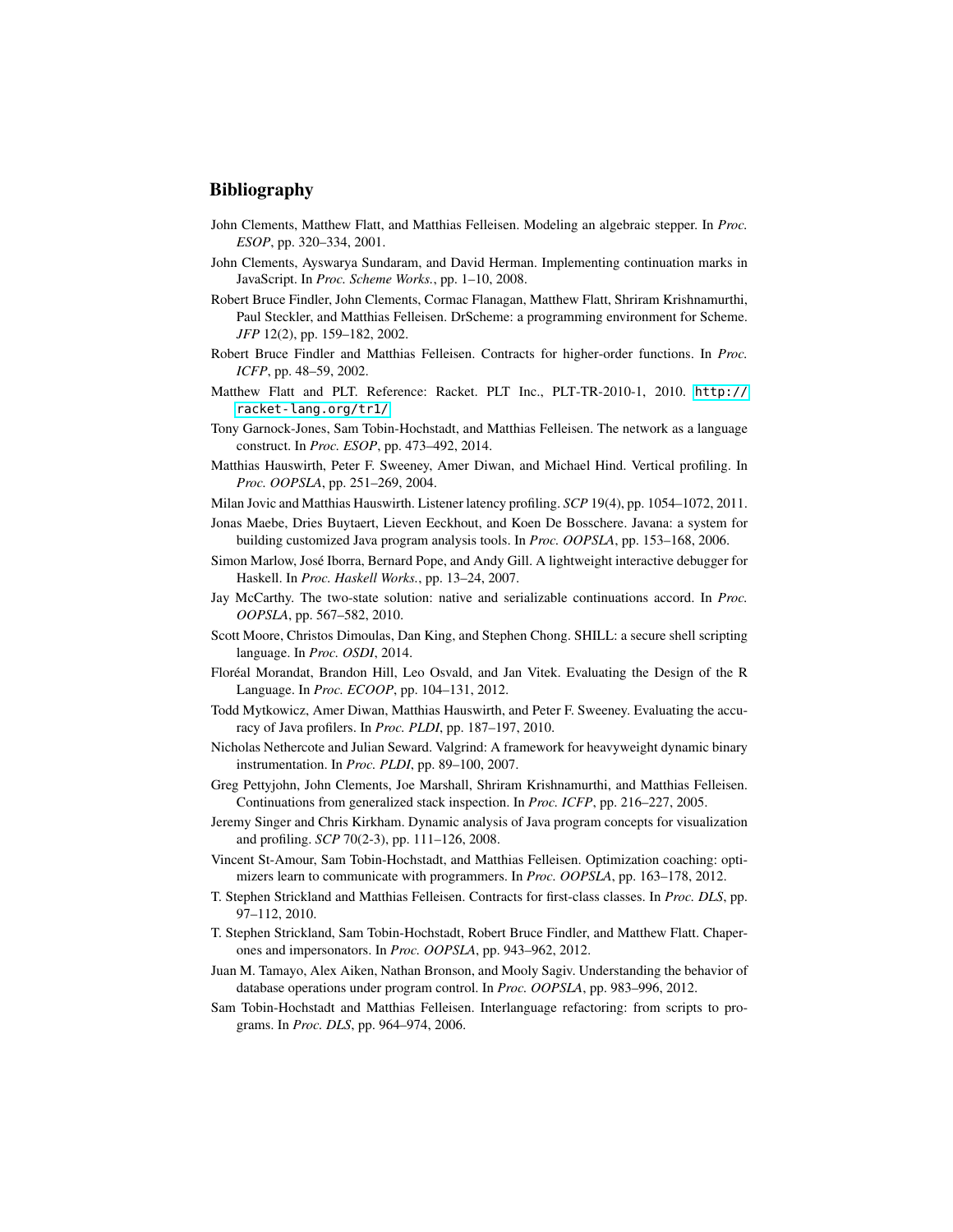# Bibliography

John Clements, Matthew Flatt, and Matthias Felleisen. Modeling an algebraic stepper. In *Proc. ESOP*, pp. 320–334, 2001.

John Clements, Ayswarya Sundaram, and David Herman. Implementing continuation marks in JavaScript. In *Proc. Scheme Works.*, pp. 1–10, 2008.

Robert Bruce Findler, John Clements, Cormac Flanagan, Matthew Flatt, Shriram Krishnamurthi, Paul Steckler, and Matthias Felleisen. DrScheme: a programming environment for Scheme. *JFP* 12(2), pp. 159–182, 2002.

Robert Bruce Findler and Matthias Felleisen. Contracts for higher-order functions. In *Proc. ICFP*, pp. 48–59, 2002.

Matthew Flatt and PLT. Reference: Racket. PLT Inc., PLT-TR-2010-1, 2010. `http://racket-lang.org/tr1/`

Tony Garnock-Jones, Sam Tobin-Hochstadt, and Matthias Felleisen. The network as a language construct. In *Proc. ESOP*, pp. 473–492, 2014.

Matthias Hauswirth, Peter F. Sweeney, Amer Diwan, and Michael Hind. Vertical profiling. In *Proc. OOPSLA*, pp. 251–269, 2004.

Milan Jovic and Matthias Hauswirth. Listener latency profiling. *SCP* 19(4), pp. 1054–1072, 2011.

Jonas Maebe, Dries Buytaert, Lieven Eeckhout, and Koen De Bosschere. Javana: a system for building customized Java program analysis tools. In *Proc. OOPSLA*, pp. 153–168, 2006.

Simon Marlow, José Iborra, Bernard Pope, and Andy Gill. A lightweight interactive debugger for Haskell. In *Proc. Haskell Works.*, pp. 13–24, 2007.

Jay McCarthy. The two-state solution: native and serializable continuations accord. In *Proc. OOPSLA*, pp. 567–582, 2010.

Scott Moore, Christos Dimoulas, Dan King, and Stephen Chong. SHILL: a secure shell scripting language. In *Proc. OSDI*, 2014.

Floréal Morandat, Brandon Hill, Leo Osvald, and Jan Vitek. Evaluating the Design of the R Language. In *Proc. ECOOP*, pp. 104–131, 2012.

Todd Mytkowicz, Amer Diwan, Matthias Hauswirth, and Peter F. Sweeney. Evaluating the accuracy of Java profilers. In *Proc. PLDI*, pp. 187–197, 2010.

Nicholas Nethercote and Julian Seward. Valgrind: A framework for heavyweight dynamic binary instrumentation. In *Proc. PLDI*, pp. 89–100, 2007.

Greg Pettyjohn, John Clements, Joe Marshall, Shriram Krishnamurthi, and Matthias Felleisen. Continuations from generalized stack inspection. In *Proc. ICFP*, pp. 216–227, 2005.

Jeremy Singer and Chris Kirkham. Dynamic analysis of Java program concepts for visualization and profiling. *SCP* 70(2-3), pp. 111–126, 2008.

Vincent St-Amour, Sam Tobin-Hochstadt, and Matthias Felleisen. Optimization coaching: optimizers learn to communicate with programmers. In *Proc. OOPSLA*, pp. 163–178, 2012.

T. Stephen Strickland and Matthias Felleisen. Contracts for first-class classes. In *Proc. DLS*, pp. 97–112, 2010.

T. Stephen Strickland, Sam Tobin-Hochstadt, Robert Bruce Findler, and Matthew Flatt. Chaperones and impersonators. In *Proc. OOPSLA*, pp. 943–962, 2012.

Juan M. Tamayo, Alex Aiken, Nathan Bronson, and Mooly Sagiv. Understanding the behavior of database operations under program control. In *Proc. OOPSLA*, pp. 983–996, 2012.

Sam Tobin-Hochstadt and Matthias Felleisen. Interlanguage refactoring: from scripts to programs. In *Proc. DLS*, pp. 964–974, 2006.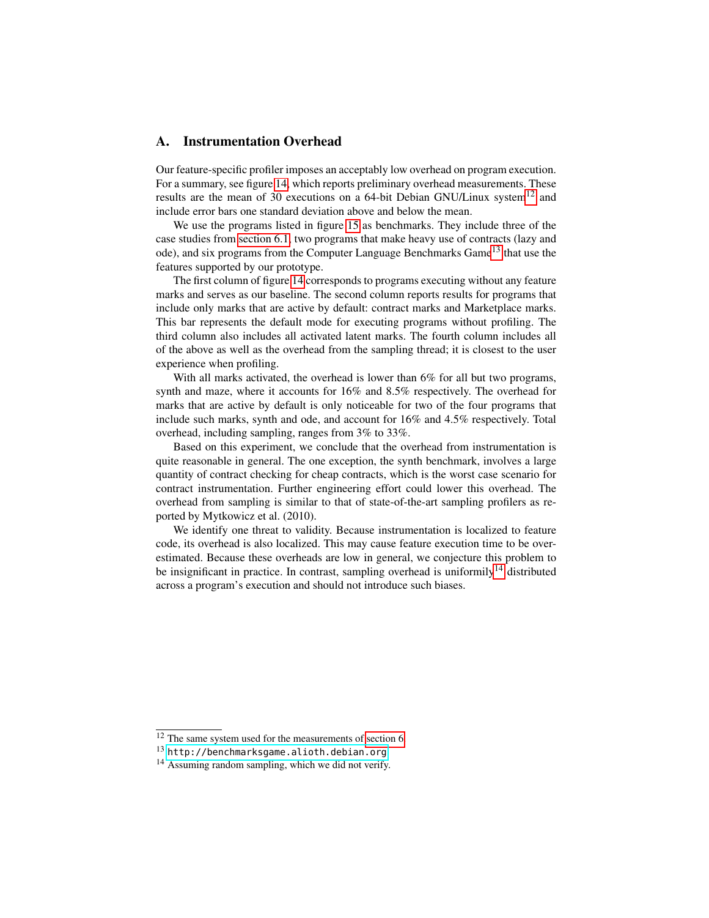## A. Instrumentation Overhead

Our feature-specific profiler imposes an acceptably low overhead on program execution. For a summary, see figure 14, which reports preliminary overhead measurements. These results are the mean of 30 executions on a 64-bit Debian GNU/Linux system[12] and include error bars one standard deviation above and below the mean.

We use the programs listed in figure 15 as benchmarks. They include three of the case studies from section 6.1, two programs that make heavy use of contracts (lazy and ode), and six programs from the Computer Language Benchmarks Game[13] that use the features supported by our prototype.

The first column of figure 14 corresponds to programs executing without any feature marks and serves as our baseline. The second column reports results for programs that include only marks that are active by default: contract marks and Marketplace marks. This bar represents the default mode for executing programs without profiling. The third column also includes all activated latent marks. The fourth column includes all of the above as well as the overhead from the sampling thread; it is closest to the user experience when profiling.

With all marks activated, the overhead is lower than 6% for all but two programs, synth and maze, where it accounts for 16% and 8.5% respectively. The overhead for marks that are active by default is only noticeable for two of the four programs that include such marks, synth and ode, and account for 16% and 4.5% respectively. Total overhead, including sampling, ranges from 3% to 33%.

Based on this experiment, we conclude that the overhead from instrumentation is quite reasonable in general. The one exception, the synth benchmark, involves a large quantity of contract checking for cheap contracts, which is the worst case scenario for contract instrumentation. Further engineering effort could lower this overhead. The overhead from sampling is similar to that of state-of-the-art sampling profilers as reported by Mytkowicz et al. (2010).

We identify one threat to validity. Because instrumentation is localized to feature code, its overhead is also localized. This may cause feature execution time to be overestimated. Because these overheads are low in general, we conjecture this problem to be insignificant in practice. In contrast, sampling overhead is uniformly[14] distributed across a program's execution and should not introduce such biases.

---

[12] The same system used for the measurements of section 6.

[13] http://benchmarksgame.alioth.debian.org

[14] Assuming random sampling, which we did not verify.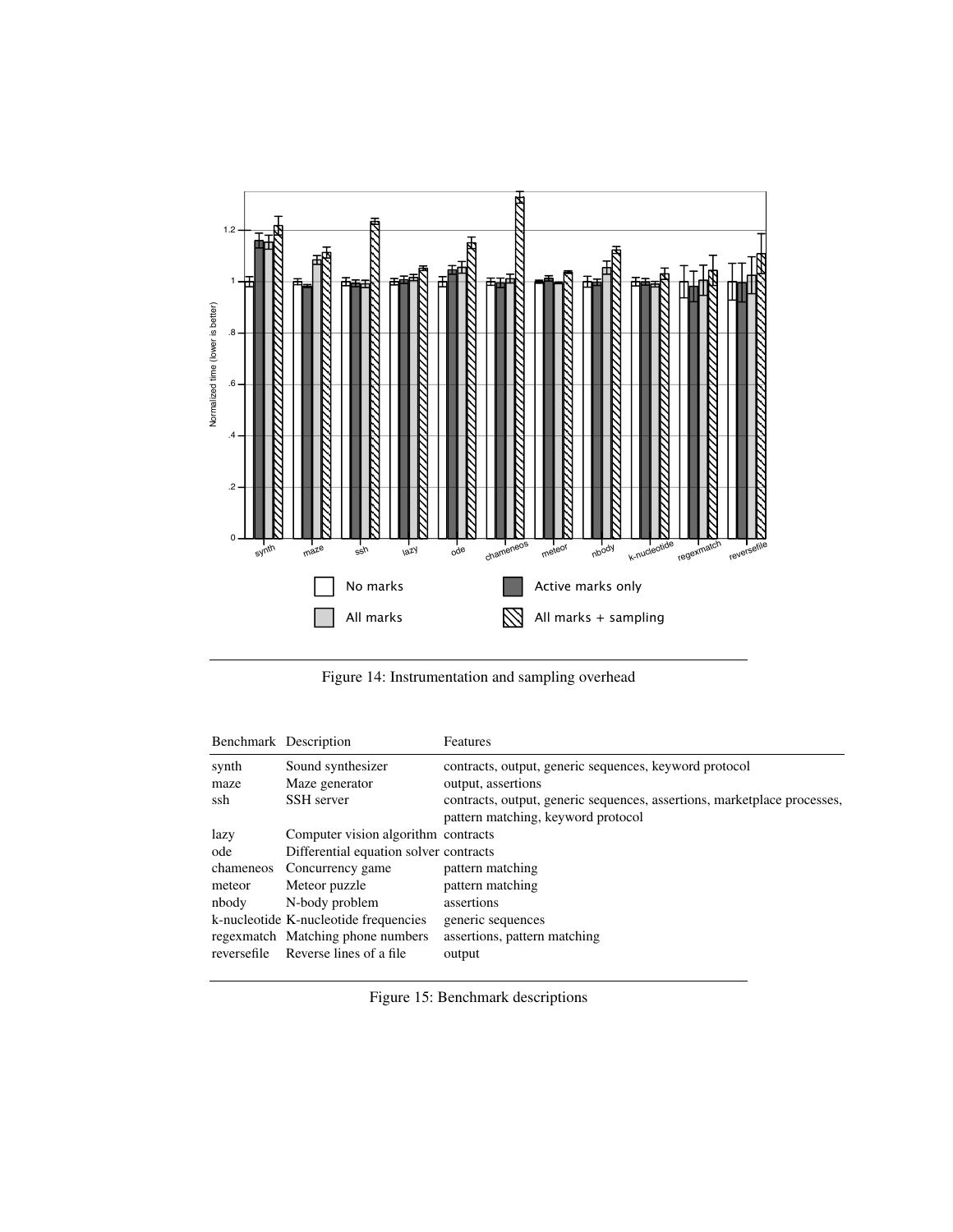Normalized time (lower is better)

0
.2
.4
.6
.8
1
1.2

synth
maze
ssh
lazy
ode
chameneos
meteor
nbody
k-nucleotide
regexmatch
reversefile

No marks
Active marks only
All marks
All marks + sampling

Figure 14: Instrumentation and sampling overhead

| Benchmark | Description | Features |
|---|---|---|
| synth | Sound synthesizer | contracts, output, generic sequences, keyword protocol |
| maze | Maze generator | output, assertions |
| ssh | SSH server | contracts, output, generic sequences, assertions, marketplace processes, pattern matching, keyword protocol |
| lazy | Computer vision algorithm | contracts |
| ode | Differential equation solver | contracts |
| chameneos | Concurrency game | pattern matching |
| meteor | Meteor puzzle | pattern matching |
| nbody | N-body problem | assertions |
| k-nucleotide | K-nucleotide frequencies | generic sequences |
| regexmatch | Matching phone numbers | assertions, pattern matching |
| reversefile | Reverse lines of a file | output |

Figure 15: Benchmark descriptions